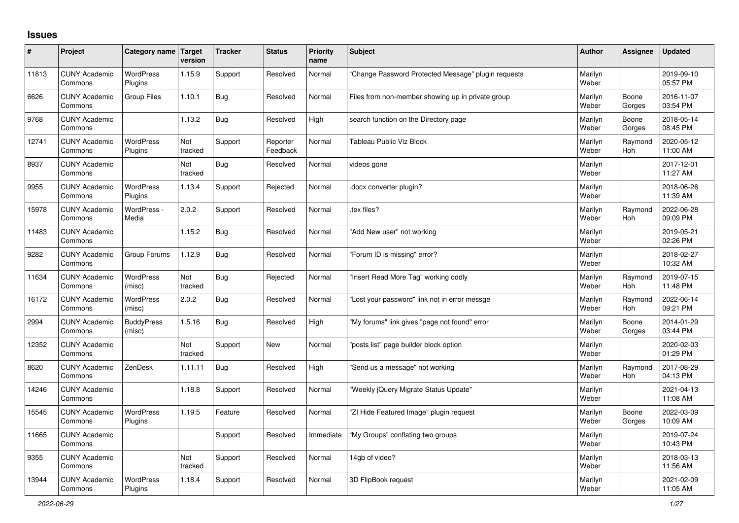# Issues

| # | Project | Category name | Target version | Tracker | Status | Priority name | Subject | Author | Assignee | Updated |
|---|---|---|---|---|---|---|---|---|---|---|
| 11813 | CUNY Academic Commons | WordPress Plugins | 1.15.9 | Support | Resolved | Normal | "Change Password Protected Message" plugin requests | Marilyn Weber | | 2019-09-10 05:57 PM |
| 6626 | CUNY Academic Commons | Group Files | 1.10.1 | Bug | Resolved | Normal | Files from non-member showing up in private group | Marilyn Weber | Boone Gorges | 2016-11-07 03:54 PM |
| 9768 | CUNY Academic Commons | | 1.13.2 | Bug | Resolved | High | search function on the Directory page | Marilyn Weber | Boone Gorges | 2018-05-14 08:45 PM |
| 12741 | CUNY Academic Commons | WordPress Plugins | Not tracked | Support | Reporter Feedback | Normal | Tableau Public Viz Block | Marilyn Weber | Raymond Hoh | 2020-05-12 11:00 AM |
| 8937 | CUNY Academic Commons | | Not tracked | Bug | Resolved | Normal | videos gone | Marilyn Weber | | 2017-12-01 11:27 AM |
| 9955 | CUNY Academic Commons | WordPress Plugins | 1.13.4 | Support | Rejected | Normal | .docx converter plugin? | Marilyn Weber | | 2018-06-26 11:39 AM |
| 15978 | CUNY Academic Commons | WordPress - Media | 2.0.2 | Support | Resolved | Normal | .tex files? | Marilyn Weber | Raymond Hoh | 2022-06-28 09:09 PM |
| 11483 | CUNY Academic Commons | | 1.15.2 | Bug | Resolved | Normal | "Add New user" not working | Marilyn Weber | | 2019-05-21 02:26 PM |
| 9282 | CUNY Academic Commons | Group Forums | 1.12.9 | Bug | Resolved | Normal | "Forum ID is missing" error? | Marilyn Weber | | 2018-02-27 10:32 AM |
| 11634 | CUNY Academic Commons | WordPress (misc) | Not tracked | Bug | Rejected | Normal | "Insert Read More Tag" working oddly | Marilyn Weber | Raymond Hoh | 2019-07-15 11:48 PM |
| 16172 | CUNY Academic Commons | WordPress (misc) | 2.0.2 | Bug | Resolved | Normal | "Lost your password" link not in error messge | Marilyn Weber | Raymond Hoh | 2022-06-14 09:21 PM |
| 2994 | CUNY Academic Commons | BuddyPress (misc) | 1.5.16 | Bug | Resolved | High | "My forums" link gives "page not found" error | Marilyn Weber | Boone Gorges | 2014-01-29 03:44 PM |
| 12352 | CUNY Academic Commons | | Not tracked | Support | New | Normal | "posts list" page builder block option | Marilyn Weber | | 2020-02-03 01:29 PM |
| 8620 | CUNY Academic Commons | ZenDesk | 1.11.11 | Bug | Resolved | High | "Send us a message" not working | Marilyn Weber | Raymond Hoh | 2017-08-29 04:13 PM |
| 14246 | CUNY Academic Commons | | 1.18.8 | Support | Resolved | Normal | "Weekly jQuery Migrate Status Update" | Marilyn Weber | | 2021-04-13 11:08 AM |
| 15545 | CUNY Academic Commons | WordPress Plugins | 1.19.5 | Feature | Resolved | Normal | "ZI Hide Featured Image" plugin request | Marilyn Weber | Boone Gorges | 2022-03-09 10:09 AM |
| 11665 | CUNY Academic Commons | | | Support | Resolved | Immediate | "My Groups" conflating two groups | Marilyn Weber | | 2019-07-24 10:43 PM |
| 9355 | CUNY Academic Commons | | Not tracked | Support | Resolved | Normal | 14gb of video? | Marilyn Weber | | 2018-03-13 11:56 AM |
| 13944 | CUNY Academic Commons | WordPress Plugins | 1.18.4 | Support | Resolved | Normal | 3D FlipBook request | Marilyn Weber | | 2021-02-09 11:05 AM |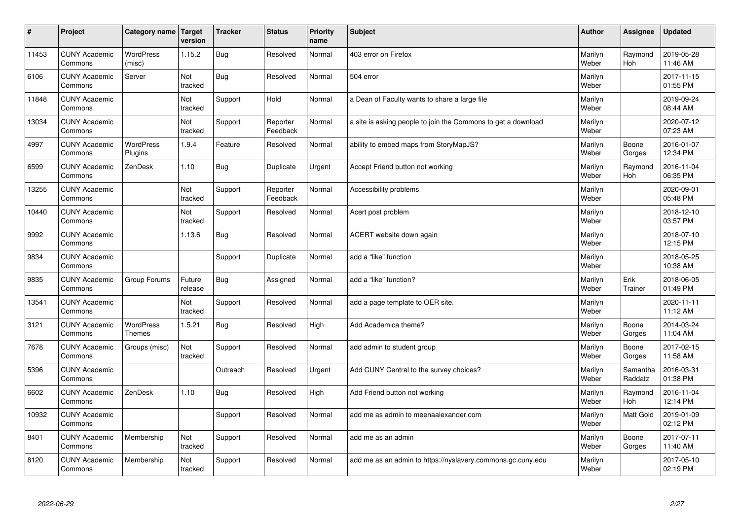| # | Project | Category name | Target version | Tracker | Status | Priority name | Subject | Author | Assignee | Updated |
|---|---|---|---|---|---|---|---|---|---|---|
| 11453 | CUNY Academic Commons | WordPress (misc) | 1.15.2 | Bug | Resolved | Normal | 403 error on Firefox | Marilyn Weber | Raymond Hoh | 2019-05-28 11:46 AM |
| 6106 | CUNY Academic Commons | Server | Not tracked | Bug | Resolved | Normal | 504 error | Marilyn Weber | | 2017-11-15 01:55 PM |
| 11848 | CUNY Academic Commons | | Not tracked | Support | Hold | Normal | a Dean of Faculty wants to share a large file | Marilyn Weber | | 2019-09-24 08:44 AM |
| 13034 | CUNY Academic Commons | | Not tracked | Support | Reporter Feedback | Normal | a site is asking people to join the Commons to get a download | Marilyn Weber | | 2020-07-12 07:23 AM |
| 4997 | CUNY Academic Commons | WordPress Plugins | 1.9.4 | Feature | Resolved | Normal | ability to embed maps from StoryMapJS? | Marilyn Weber | Boone Gorges | 2016-01-07 12:34 PM |
| 6599 | CUNY Academic Commons | ZenDesk | 1.10 | Bug | Duplicate | Urgent | Accept Friend button not working | Marilyn Weber | Raymond Hoh | 2016-11-04 06:35 PM |
| 13255 | CUNY Academic Commons | | Not tracked | Support | Reporter Feedback | Normal | Accessibility problems | Marilyn Weber | | 2020-09-01 05:48 PM |
| 10440 | CUNY Academic Commons | | Not tracked | Support | Resolved | Normal | Acert post problem | Marilyn Weber | | 2018-12-10 03:57 PM |
| 9992 | CUNY Academic Commons | | 1.13.6 | Bug | Resolved | Normal | ACERT website down again | Marilyn Weber | | 2018-07-10 12:15 PM |
| 9834 | CUNY Academic Commons | | | Support | Duplicate | Normal | add a "like" function | Marilyn Weber | | 2018-05-25 10:38 AM |
| 9835 | CUNY Academic Commons | Group Forums | Future release | Bug | Assigned | Normal | add a "like" function? | Marilyn Weber | Erik Trainer | 2018-06-05 01:49 PM |
| 13541 | CUNY Academic Commons | | Not tracked | Support | Resolved | Normal | add a page template to OER site. | Marilyn Weber | | 2020-11-11 11:12 AM |
| 3121 | CUNY Academic Commons | WordPress Themes | 1.5.21 | Bug | Resolved | High | Add Academica theme? | Marilyn Weber | Boone Gorges | 2014-03-24 11:04 AM |
| 7678 | CUNY Academic Commons | Groups (misc) | Not tracked | Support | Resolved | Normal | add admin to student group | Marilyn Weber | Boone Gorges | 2017-02-15 11:58 AM |
| 5396 | CUNY Academic Commons | | | Outreach | Resolved | Urgent | Add CUNY Central to the survey choices? | Marilyn Weber | Samantha Raddatz | 2016-03-31 01:38 PM |
| 6602 | CUNY Academic Commons | ZenDesk | 1.10 | Bug | Resolved | High | Add Friend button not working | Marilyn Weber | Raymond Hoh | 2016-11-04 12:14 PM |
| 10932 | CUNY Academic Commons | | | Support | Resolved | Normal | add me as admin to meenaalexander.com | Marilyn Weber | Matt Gold | 2019-01-09 02:12 PM |
| 8401 | CUNY Academic Commons | Membership | Not tracked | Support | Resolved | Normal | add me as an admin | Marilyn Weber | Boone Gorges | 2017-07-11 11:40 AM |
| 8120 | CUNY Academic Commons | Membership | Not tracked | Support | Resolved | Normal | add me as an admin to https://nyslavery.commons.gc.cuny.edu | Marilyn Weber | | 2017-05-10 02:19 PM |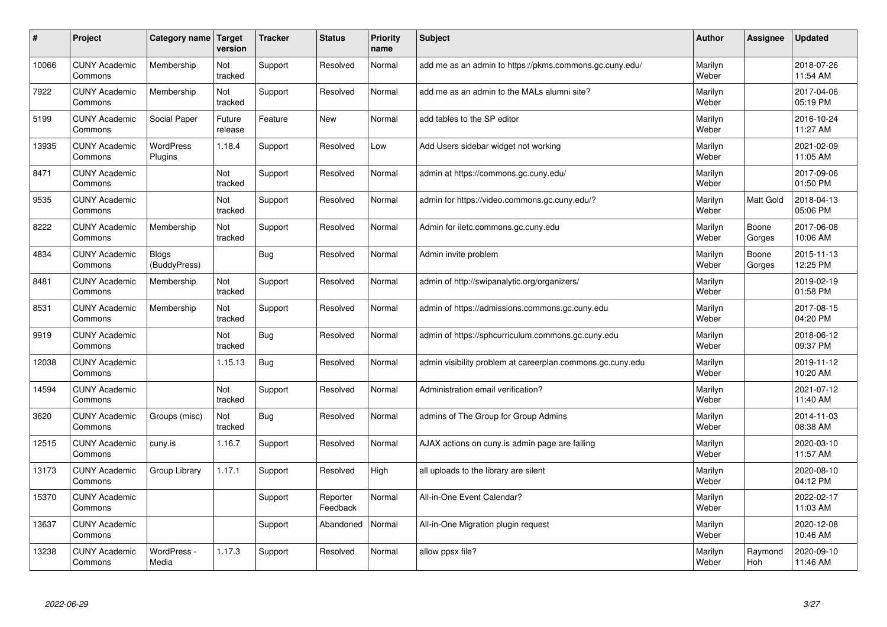| # | Project | Category name | Target version | Tracker | Status | Priority name | Subject | Author | Assignee | Updated |
|---|---|---|---|---|---|---|---|---|---|---|
| 10066 | CUNY Academic Commons | Membership | Not tracked | Support | Resolved | Normal | add me as an admin to https://pkms.commons.gc.cuny.edu/ | Marilyn Weber | | 2018-07-26 11:54 AM |
| 7922 | CUNY Academic Commons | Membership | Not tracked | Support | Resolved | Normal | add me as an admin to the MALs alumni site? | Marilyn Weber | | 2017-04-06 05:19 PM |
| 5199 | CUNY Academic Commons | Social Paper | Future release | Feature | New | Normal | add tables to the SP editor | Marilyn Weber | | 2016-10-24 11:27 AM |
| 13935 | CUNY Academic Commons | WordPress Plugins | 1.18.4 | Support | Resolved | Low | Add Users sidebar widget not working | Marilyn Weber | | 2021-02-09 11:05 AM |
| 8471 | CUNY Academic Commons | | Not tracked | Support | Resolved | Normal | admin at https://commons.gc.cuny.edu/ | Marilyn Weber | | 2017-09-06 01:50 PM |
| 9535 | CUNY Academic Commons | | Not tracked | Support | Resolved | Normal | admin for https://video.commons.gc.cuny.edu/? | Marilyn Weber | Matt Gold | 2018-04-13 05:06 PM |
| 8222 | CUNY Academic Commons | Membership | Not tracked | Support | Resolved | Normal | Admin for iletc.commons.gc.cuny.edu | Marilyn Weber | Boone Gorges | 2017-06-08 10:06 AM |
| 4834 | CUNY Academic Commons | Blogs (BuddyPress) | | Bug | Resolved | Normal | Admin invite problem | Marilyn Weber | Boone Gorges | 2015-11-13 12:25 PM |
| 8481 | CUNY Academic Commons | Membership | Not tracked | Support | Resolved | Normal | admin of http://swipanalytic.org/organizers/ | Marilyn Weber | | 2019-02-19 01:58 PM |
| 8531 | CUNY Academic Commons | Membership | Not tracked | Support | Resolved | Normal | admin of https://admissions.commons.gc.cuny.edu | Marilyn Weber | | 2017-08-15 04:20 PM |
| 9919 | CUNY Academic Commons | | Not tracked | Bug | Resolved | Normal | admin of https://sphcurriculum.commons.gc.cuny.edu | Marilyn Weber | | 2018-06-12 09:37 PM |
| 12038 | CUNY Academic Commons | | 1.15.13 | Bug | Resolved | Normal | admin visibility problem at careerplan.commons.gc.cuny.edu | Marilyn Weber | | 2019-11-12 10:20 AM |
| 14594 | CUNY Academic Commons | | Not tracked | Support | Resolved | Normal | Administration email verification? | Marilyn Weber | | 2021-07-12 11:40 AM |
| 3620 | CUNY Academic Commons | Groups (misc) | Not tracked | Bug | Resolved | Normal | admins of The Group for Group Admins | Marilyn Weber | | 2014-11-03 08:38 AM |
| 12515 | CUNY Academic Commons | cuny.is | 1.16.7 | Support | Resolved | Normal | AJAX actions on cuny.is admin page are failing | Marilyn Weber | | 2020-03-10 11:57 AM |
| 13173 | CUNY Academic Commons | Group Library | 1.17.1 | Support | Resolved | High | all uploads to the library are silent | Marilyn Weber | | 2020-08-10 04:12 PM |
| 15370 | CUNY Academic Commons | | | Support | Reporter Feedback | Normal | All-in-One Event Calendar? | Marilyn Weber | | 2022-02-17 11:03 AM |
| 13637 | CUNY Academic Commons | | | Support | Abandoned | Normal | All-in-One Migration plugin request | Marilyn Weber | | 2020-12-08 10:46 AM |
| 13238 | CUNY Academic Commons | WordPress - Media | 1.17.3 | Support | Resolved | Normal | allow ppsx file? | Marilyn Weber | Raymond Hoh | 2020-09-10 11:46 AM |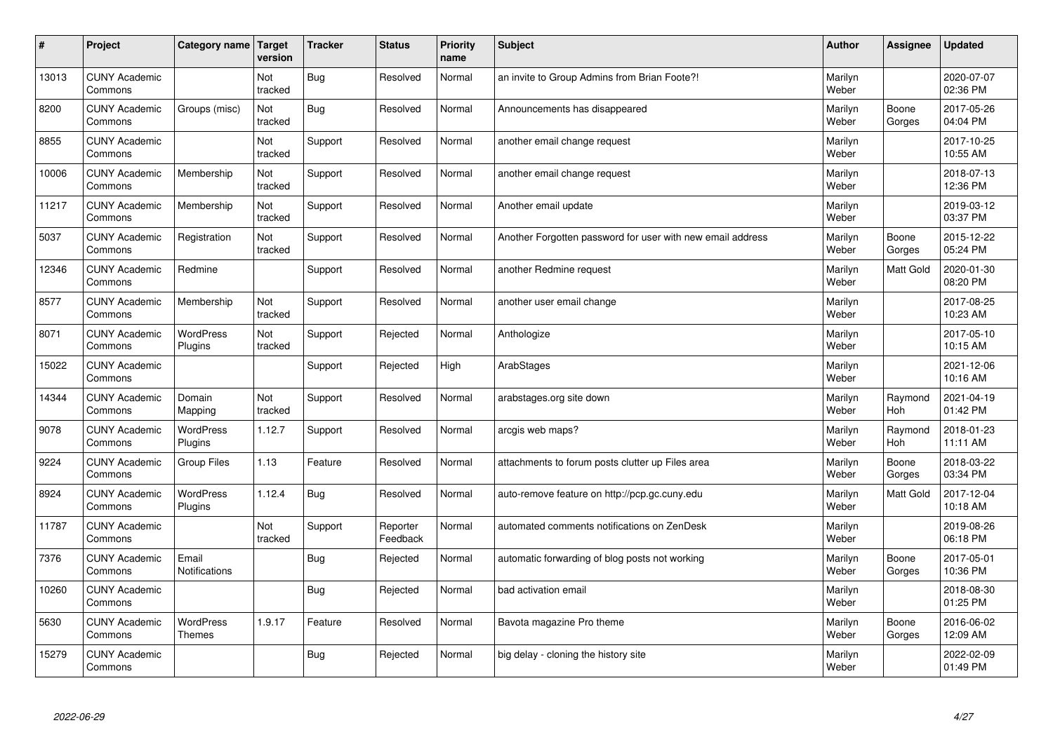| # | Project | Category name | Target version | Tracker | Status | Priority name | Subject | Author | Assignee | Updated |
|---|---|---|---|---|---|---|---|---|---|---|
| 13013 | CUNY Academic Commons | | Not tracked | Bug | Resolved | Normal | an invite to Group Admins from Brian Foote?! | Marilyn Weber | | 2020-07-07 02:36 PM |
| 8200 | CUNY Academic Commons | Groups (misc) | Not tracked | Bug | Resolved | Normal | Announcements has disappeared | Marilyn Weber | Boone Gorges | 2017-05-26 04:04 PM |
| 8855 | CUNY Academic Commons | | Not tracked | Support | Resolved | Normal | another email change request | Marilyn Weber | | 2017-10-25 10:55 AM |
| 10006 | CUNY Academic Commons | Membership | Not tracked | Support | Resolved | Normal | another email change request | Marilyn Weber | | 2018-07-13 12:36 PM |
| 11217 | CUNY Academic Commons | Membership | Not tracked | Support | Resolved | Normal | Another email update | Marilyn Weber | | 2019-03-12 03:37 PM |
| 5037 | CUNY Academic Commons | Registration | Not tracked | Support | Resolved | Normal | Another Forgotten password for user with new email address | Marilyn Weber | Boone Gorges | 2015-12-22 05:24 PM |
| 12346 | CUNY Academic Commons | Redmine | | Support | Resolved | Normal | another Redmine request | Marilyn Weber | Matt Gold | 2020-01-30 08:20 PM |
| 8577 | CUNY Academic Commons | Membership | Not tracked | Support | Resolved | Normal | another user email change | Marilyn Weber | | 2017-08-25 10:23 AM |
| 8071 | CUNY Academic Commons | WordPress Plugins | Not tracked | Support | Rejected | Normal | Anthologize | Marilyn Weber | | 2017-05-10 10:15 AM |
| 15022 | CUNY Academic Commons | | | Support | Rejected | High | ArabStages | Marilyn Weber | | 2021-12-06 10:16 AM |
| 14344 | CUNY Academic Commons | Domain Mapping | Not tracked | Support | Resolved | Normal | arabstages.org site down | Marilyn Weber | Raymond Hoh | 2021-04-19 01:42 PM |
| 9078 | CUNY Academic Commons | WordPress Plugins | 1.12.7 | Support | Resolved | Normal | arcgis web maps? | Marilyn Weber | Raymond Hoh | 2018-01-23 11:11 AM |
| 9224 | CUNY Academic Commons | Group Files | 1.13 | Feature | Resolved | Normal | attachments to forum posts clutter up Files area | Marilyn Weber | Boone Gorges | 2018-03-22 03:34 PM |
| 8924 | CUNY Academic Commons | WordPress Plugins | 1.12.4 | Bug | Resolved | Normal | auto-remove feature on http://pcp.gc.cuny.edu | Marilyn Weber | Matt Gold | 2017-12-04 10:18 AM |
| 11787 | CUNY Academic Commons | | Not tracked | Support | Reporter Feedback | Normal | automated comments notifications on ZenDesk | Marilyn Weber | | 2019-08-26 06:18 PM |
| 7376 | CUNY Academic Commons | Email Notifications | | Bug | Rejected | Normal | automatic forwarding of blog posts not working | Marilyn Weber | Boone Gorges | 2017-05-01 10:36 PM |
| 10260 | CUNY Academic Commons | | | Bug | Rejected | Normal | bad activation email | Marilyn Weber | | 2018-08-30 01:25 PM |
| 5630 | CUNY Academic Commons | WordPress Themes | 1.9.17 | Feature | Resolved | Normal | Bavota magazine Pro theme | Marilyn Weber | Boone Gorges | 2016-06-02 12:09 AM |
| 15279 | CUNY Academic Commons | | | Bug | Rejected | Normal | big delay - cloning the history site | Marilyn Weber | | 2022-02-09 01:49 PM |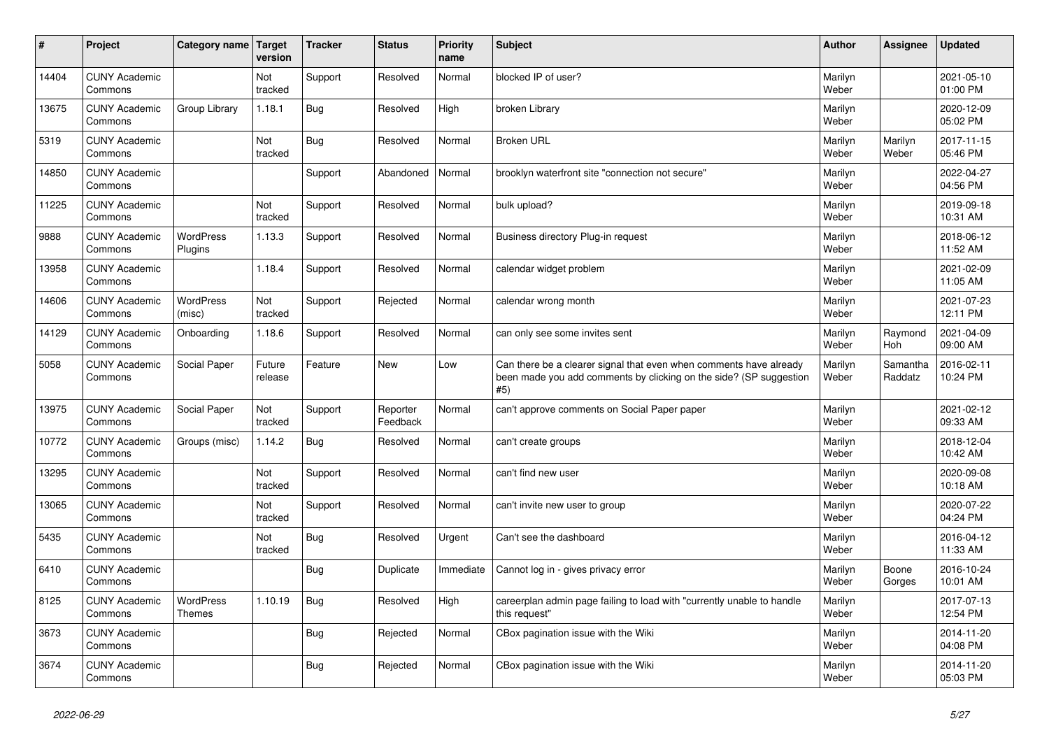| # | Project | Category name | Target version | Tracker | Status | Priority name | Subject | Author | Assignee | Updated |
|---|---|---|---|---|---|---|---|---|---|---|
| 14404 | CUNY Academic Commons | | Not tracked | Support | Resolved | Normal | blocked IP of user? | Marilyn Weber | | 2021-05-10 01:00 PM |
| 13675 | CUNY Academic Commons | Group Library | 1.18.1 | Bug | Resolved | High | broken Library | Marilyn Weber | | 2020-12-09 05:02 PM |
| 5319 | CUNY Academic Commons | | Not tracked | Bug | Resolved | Normal | Broken URL | Marilyn Weber | Marilyn Weber | 2017-11-15 05:46 PM |
| 14850 | CUNY Academic Commons | | | Support | Abandoned | Normal | brooklyn waterfront site "connection not secure" | Marilyn Weber | | 2022-04-27 04:56 PM |
| 11225 | CUNY Academic Commons | | Not tracked | Support | Resolved | Normal | bulk upload? | Marilyn Weber | | 2019-09-18 10:31 AM |
| 9888 | CUNY Academic Commons | WordPress Plugins | 1.13.3 | Support | Resolved | Normal | Business directory Plug-in request | Marilyn Weber | | 2018-06-12 11:52 AM |
| 13958 | CUNY Academic Commons | | 1.18.4 | Support | Resolved | Normal | calendar widget problem | Marilyn Weber | | 2021-02-09 11:05 AM |
| 14606 | CUNY Academic Commons | WordPress (misc) | Not tracked | Support | Rejected | Normal | calendar wrong month | Marilyn Weber | | 2021-07-23 12:11 PM |
| 14129 | CUNY Academic Commons | Onboarding | 1.18.6 | Support | Resolved | Normal | can only see some invites sent | Marilyn Weber | Raymond Hoh | 2021-04-09 09:00 AM |
| 5058 | CUNY Academic Commons | Social Paper | Future release | Feature | New | Low | Can there be a clearer signal that even when comments have already been made you add comments by clicking on the side? (SP suggestion #5) | Marilyn Weber | Samantha Raddatz | 2016-02-11 10:24 PM |
| 13975 | CUNY Academic Commons | Social Paper | Not tracked | Support | Reporter Feedback | Normal | can't approve comments on Social Paper paper | Marilyn Weber | | 2021-02-12 09:33 AM |
| 10772 | CUNY Academic Commons | Groups (misc) | 1.14.2 | Bug | Resolved | Normal | can't create groups | Marilyn Weber | | 2018-12-04 10:42 AM |
| 13295 | CUNY Academic Commons | | Not tracked | Support | Resolved | Normal | can't find new user | Marilyn Weber | | 2020-09-08 10:18 AM |
| 13065 | CUNY Academic Commons | | Not tracked | Support | Resolved | Normal | can't invite new user to group | Marilyn Weber | | 2020-07-22 04:24 PM |
| 5435 | CUNY Academic Commons | | Not tracked | Bug | Resolved | Urgent | Can't see the dashboard | Marilyn Weber | | 2016-04-12 11:33 AM |
| 6410 | CUNY Academic Commons | | | Bug | Duplicate | Immediate | Cannot log in - gives privacy error | Marilyn Weber | Boone Gorges | 2016-10-24 10:01 AM |
| 8125 | CUNY Academic Commons | WordPress Themes | 1.10.19 | Bug | Resolved | High | careerplan admin page failing to load with "currently unable to handle this request" | Marilyn Weber | | 2017-07-13 12:54 PM |
| 3673 | CUNY Academic Commons | | | Bug | Rejected | Normal | CBox pagination issue with the Wiki | Marilyn Weber | | 2014-11-20 04:08 PM |
| 3674 | CUNY Academic Commons | | | Bug | Rejected | Normal | CBox pagination issue with the Wiki | Marilyn Weber | | 2014-11-20 05:03 PM |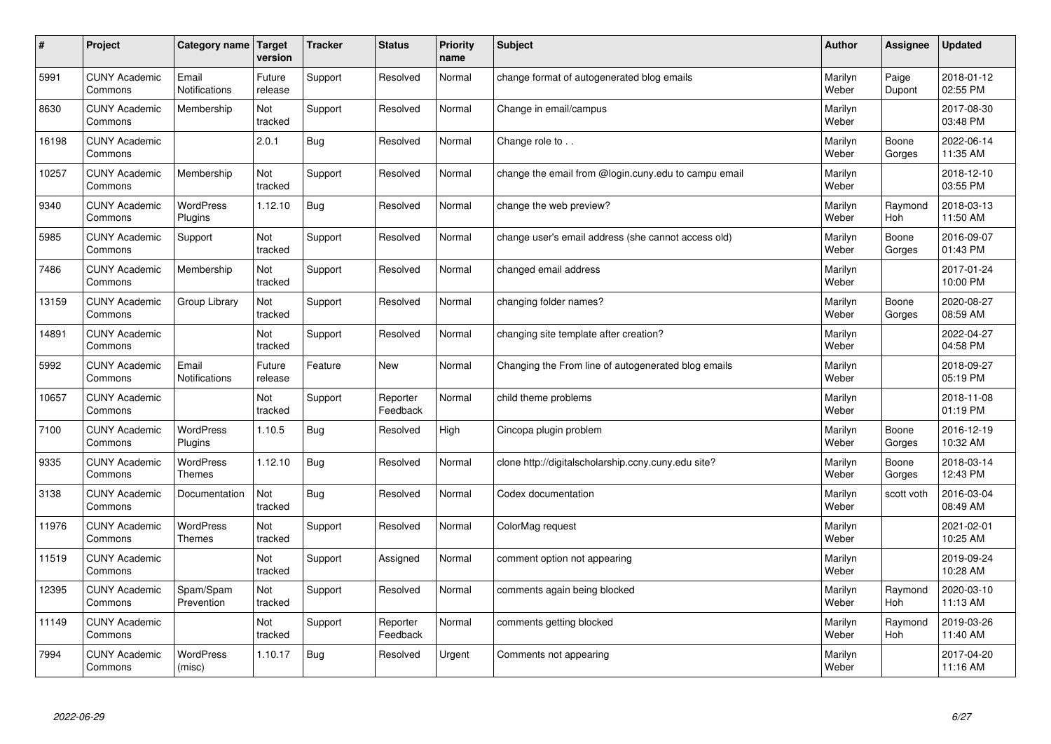| # | Project | Category name | Target version | Tracker | Status | Priority name | Subject | Author | Assignee | Updated |
|---|---|---|---|---|---|---|---|---|---|---|
| 5991 | CUNY Academic Commons | Email Notifications | Future release | Support | Resolved | Normal | change format of autogenerated blog emails | Marilyn Weber | Paige Dupont | 2018-01-12 02:55 PM |
| 8630 | CUNY Academic Commons | Membership | Not tracked | Support | Resolved | Normal | Change in email/campus | Marilyn Weber | | 2017-08-30 03:48 PM |
| 16198 | CUNY Academic Commons | | 2.0.1 | Bug | Resolved | Normal | Change role to . . | Marilyn Weber | Boone Gorges | 2022-06-14 11:35 AM |
| 10257 | CUNY Academic Commons | Membership | Not tracked | Support | Resolved | Normal | change the email from @login.cuny.edu to campu email | Marilyn Weber | | 2018-12-10 03:55 PM |
| 9340 | CUNY Academic Commons | WordPress Plugins | 1.12.10 | Bug | Resolved | Normal | change the web preview? | Marilyn Weber | Raymond Hoh | 2018-03-13 11:50 AM |
| 5985 | CUNY Academic Commons | Support | Not tracked | Support | Resolved | Normal | change user's email address (she cannot access old) | Marilyn Weber | Boone Gorges | 2016-09-07 01:43 PM |
| 7486 | CUNY Academic Commons | Membership | Not tracked | Support | Resolved | Normal | changed email address | Marilyn Weber | | 2017-01-24 10:00 PM |
| 13159 | CUNY Academic Commons | Group Library | Not tracked | Support | Resolved | Normal | changing folder names? | Marilyn Weber | Boone Gorges | 2020-08-27 08:59 AM |
| 14891 | CUNY Academic Commons | | Not tracked | Support | Resolved | Normal | changing site template after creation? | Marilyn Weber | | 2022-04-27 04:58 PM |
| 5992 | CUNY Academic Commons | Email Notifications | Future release | Feature | New | Normal | Changing the From line of autogenerated blog emails | Marilyn Weber | | 2018-09-27 05:19 PM |
| 10657 | CUNY Academic Commons | | Not tracked | Support | Reporter Feedback | Normal | child theme problems | Marilyn Weber | | 2018-11-08 01:19 PM |
| 7100 | CUNY Academic Commons | WordPress Plugins | 1.10.5 | Bug | Resolved | High | Cincopa plugin problem | Marilyn Weber | Boone Gorges | 2016-12-19 10:32 AM |
| 9335 | CUNY Academic Commons | WordPress Themes | 1.12.10 | Bug | Resolved | Normal | clone http://digitalscholarship.ccny.cuny.edu site? | Marilyn Weber | Boone Gorges | 2018-03-14 12:43 PM |
| 3138 | CUNY Academic Commons | Documentation | Not tracked | Bug | Resolved | Normal | Codex documentation | Marilyn Weber | scott voth | 2016-03-04 08:49 AM |
| 11976 | CUNY Academic Commons | WordPress Themes | Not tracked | Support | Resolved | Normal | ColorMag request | Marilyn Weber | | 2021-02-01 10:25 AM |
| 11519 | CUNY Academic Commons | | Not tracked | Support | Assigned | Normal | comment option not appearing | Marilyn Weber | | 2019-09-24 10:28 AM |
| 12395 | CUNY Academic Commons | Spam/Spam Prevention | Not tracked | Support | Resolved | Normal | comments again being blocked | Marilyn Weber | Raymond Hoh | 2020-03-10 11:13 AM |
| 11149 | CUNY Academic Commons | | Not tracked | Support | Reporter Feedback | Normal | comments getting blocked | Marilyn Weber | Raymond Hoh | 2019-03-26 11:40 AM |
| 7994 | CUNY Academic Commons | WordPress (misc) | 1.10.17 | Bug | Resolved | Urgent | Comments not appearing | Marilyn Weber | | 2017-04-20 11:16 AM |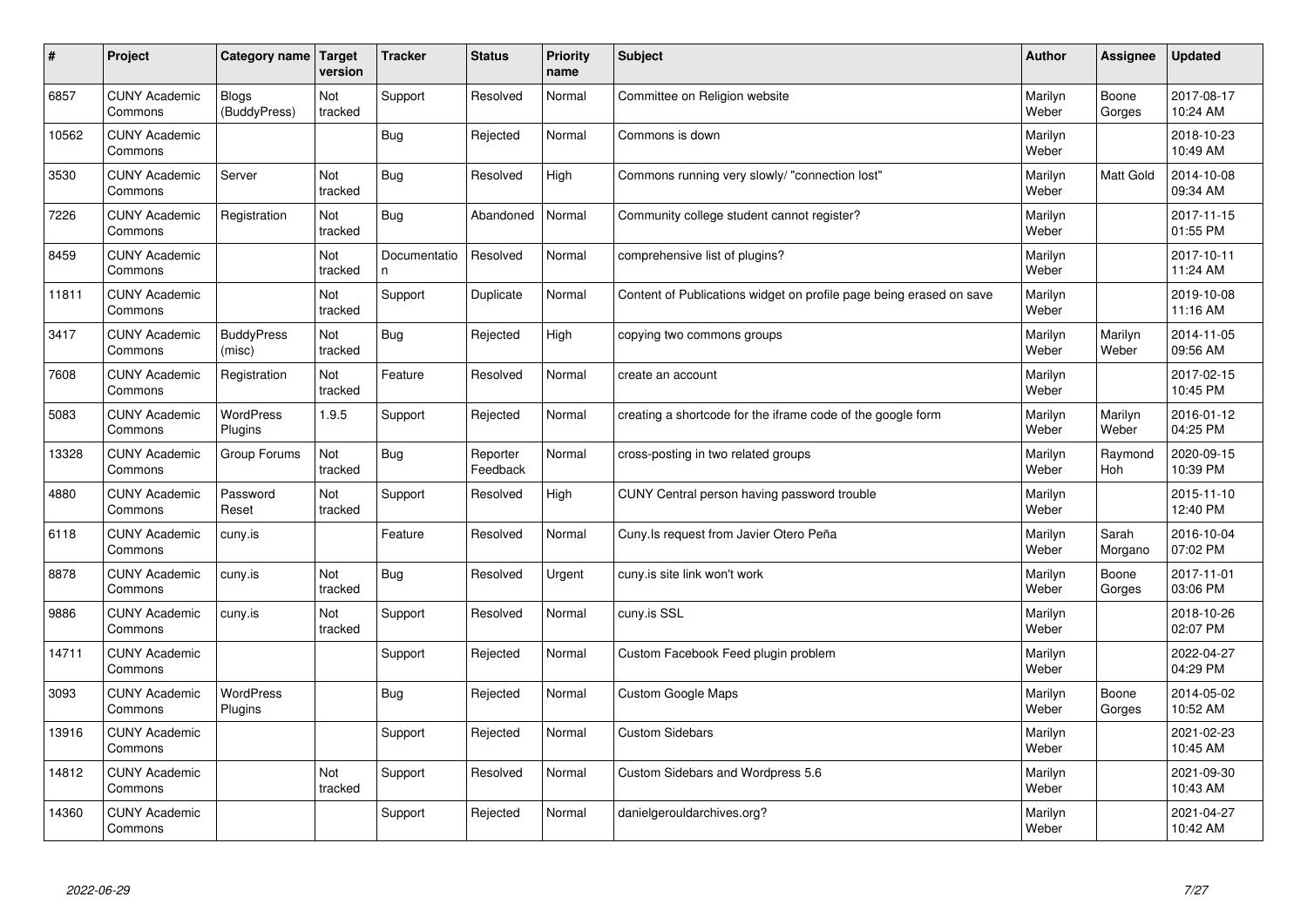| # | Project | Category name | Target version | Tracker | Status | Priority name | Subject | Author | Assignee | Updated |
|---|---|---|---|---|---|---|---|---|---|---|
| 6857 | CUNY Academic Commons | Blogs (BuddyPress) | Not tracked | Support | Resolved | Normal | Committee on Religion website | Marilyn Weber | Boone Gorges | 2017-08-17 10:24 AM |
| 10562 | CUNY Academic Commons | | | Bug | Rejected | Normal | Commons is down | Marilyn Weber | | 2018-10-23 10:49 AM |
| 3530 | CUNY Academic Commons | Server | Not tracked | Bug | Resolved | High | Commons running very slowly/ "connection lost" | Marilyn Weber | Matt Gold | 2014-10-08 09:34 AM |
| 7226 | CUNY Academic Commons | Registration | Not tracked | Bug | Abandoned | Normal | Community college student cannot register? | Marilyn Weber | | 2017-11-15 01:55 PM |
| 8459 | CUNY Academic Commons | | Not tracked | Documentation | Resolved | Normal | comprehensive list of plugins? | Marilyn Weber | | 2017-10-11 11:24 AM |
| 11811 | CUNY Academic Commons | | Not tracked | Support | Duplicate | Normal | Content of Publications widget on profile page being erased on save | Marilyn Weber | | 2019-10-08 11:16 AM |
| 3417 | CUNY Academic Commons | BuddyPress (misc) | Not tracked | Bug | Rejected | High | copying two commons groups | Marilyn Weber | Marilyn Weber | 2014-11-05 09:56 AM |
| 7608 | CUNY Academic Commons | Registration | Not tracked | Feature | Resolved | Normal | create an account | Marilyn Weber | | 2017-02-15 10:45 PM |
| 5083 | CUNY Academic Commons | WordPress Plugins | 1.9.5 | Support | Rejected | Normal | creating a shortcode for the iframe code of the google form | Marilyn Weber | Marilyn Weber | 2016-01-12 04:25 PM |
| 13328 | CUNY Academic Commons | Group Forums | Not tracked | Bug | Reporter Feedback | Normal | cross-posting in two related groups | Marilyn Weber | Raymond Hoh | 2020-09-15 10:39 PM |
| 4880 | CUNY Academic Commons | Password Reset | Not tracked | Support | Resolved | High | CUNY Central person having password trouble | Marilyn Weber | | 2015-11-10 12:40 PM |
| 6118 | CUNY Academic Commons | cuny.is | | Feature | Resolved | Normal | Cuny.Is request from Javier Otero Peña | Marilyn Weber | Sarah Morgano | 2016-10-04 07:02 PM |
| 8878 | CUNY Academic Commons | cuny.is | Not tracked | Bug | Resolved | Urgent | cuny.is site link won't work | Marilyn Weber | Boone Gorges | 2017-11-01 03:06 PM |
| 9886 | CUNY Academic Commons | cuny.is | Not tracked | Support | Resolved | Normal | cuny.is SSL | Marilyn Weber | | 2018-10-26 02:07 PM |
| 14711 | CUNY Academic Commons | | | Support | Rejected | Normal | Custom Facebook Feed plugin problem | Marilyn Weber | | 2022-04-27 04:29 PM |
| 3093 | CUNY Academic Commons | WordPress Plugins | | Bug | Rejected | Normal | Custom Google Maps | Marilyn Weber | Boone Gorges | 2014-05-02 10:52 AM |
| 13916 | CUNY Academic Commons | | | Support | Rejected | Normal | Custom Sidebars | Marilyn Weber | | 2021-02-23 10:45 AM |
| 14812 | CUNY Academic Commons | | Not tracked | Support | Resolved | Normal | Custom Sidebars and Wordpress 5.6 | Marilyn Weber | | 2021-09-30 10:43 AM |
| 14360 | CUNY Academic Commons | | | Support | Rejected | Normal | danielgerouldarchives.org? | Marilyn Weber | | 2021-04-27 10:42 AM |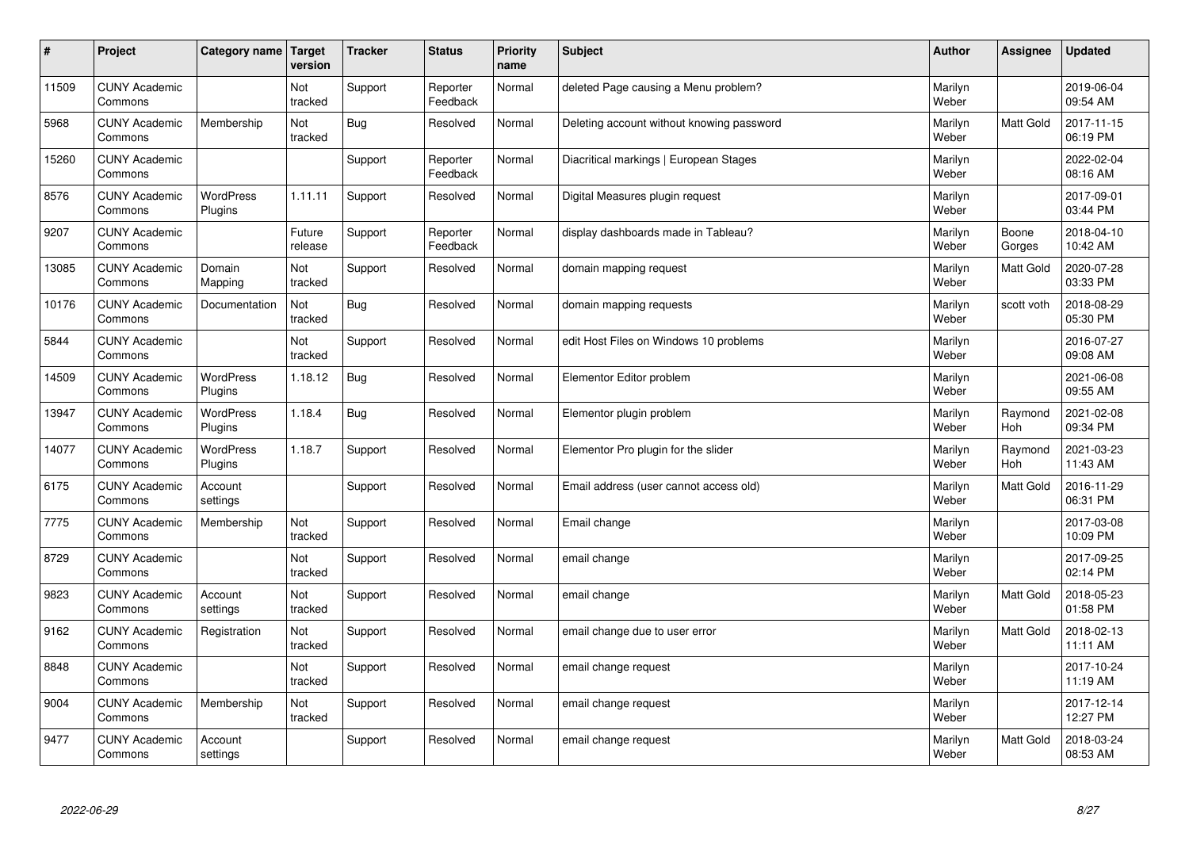| # | Project | Category name | Target version | Tracker | Status | Priority name | Subject | Author | Assignee | Updated |
|---|---|---|---|---|---|---|---|---|---|---|
| 11509 | CUNY Academic Commons | | Not tracked | Support | Reporter Feedback | Normal | deleted Page causing a Menu problem? | Marilyn Weber | | 2019-06-04 09:54 AM |
| 5968 | CUNY Academic Commons | Membership | Not tracked | Bug | Resolved | Normal | Deleting account without knowing password | Marilyn Weber | Matt Gold | 2017-11-15 06:19 PM |
| 15260 | CUNY Academic Commons | | | Support | Reporter Feedback | Normal | Diacritical markings \| European Stages | Marilyn Weber | | 2022-02-04 08:16 AM |
| 8576 | CUNY Academic Commons | WordPress Plugins | 1.11.11 | Support | Resolved | Normal | Digital Measures plugin request | Marilyn Weber | | 2017-09-01 03:44 PM |
| 9207 | CUNY Academic Commons | | Future release | Support | Reporter Feedback | Normal | display dashboards made in Tableau? | Marilyn Weber | Boone Gorges | 2018-04-10 10:42 AM |
| 13085 | CUNY Academic Commons | Domain Mapping | Not tracked | Support | Resolved | Normal | domain mapping request | Marilyn Weber | Matt Gold | 2020-07-28 03:33 PM |
| 10176 | CUNY Academic Commons | Documentation | Not tracked | Bug | Resolved | Normal | domain mapping requests | Marilyn Weber | scott voth | 2018-08-29 05:30 PM |
| 5844 | CUNY Academic Commons | | Not tracked | Support | Resolved | Normal | edit Host Files on Windows 10 problems | Marilyn Weber | | 2016-07-27 09:08 AM |
| 14509 | CUNY Academic Commons | WordPress Plugins | 1.18.12 | Bug | Resolved | Normal | Elementor Editor problem | Marilyn Weber | | 2021-06-08 09:55 AM |
| 13947 | CUNY Academic Commons | WordPress Plugins | 1.18.4 | Bug | Resolved | Normal | Elementor plugin problem | Marilyn Weber | Raymond Hoh | 2021-02-08 09:34 PM |
| 14077 | CUNY Academic Commons | WordPress Plugins | 1.18.7 | Support | Resolved | Normal | Elementor Pro plugin for the slider | Marilyn Weber | Raymond Hoh | 2021-03-23 11:43 AM |
| 6175 | CUNY Academic Commons | Account settings | | Support | Resolved | Normal | Email address (user cannot access old) | Marilyn Weber | Matt Gold | 2016-11-29 06:31 PM |
| 7775 | CUNY Academic Commons | Membership | Not tracked | Support | Resolved | Normal | Email change | Marilyn Weber | | 2017-03-08 10:09 PM |
| 8729 | CUNY Academic Commons | | Not tracked | Support | Resolved | Normal | email change | Marilyn Weber | | 2017-09-25 02:14 PM |
| 9823 | CUNY Academic Commons | Account settings | Not tracked | Support | Resolved | Normal | email change | Marilyn Weber | Matt Gold | 2018-05-23 01:58 PM |
| 9162 | CUNY Academic Commons | Registration | Not tracked | Support | Resolved | Normal | email change due to user error | Marilyn Weber | Matt Gold | 2018-02-13 11:11 AM |
| 8848 | CUNY Academic Commons | | Not tracked | Support | Resolved | Normal | email change request | Marilyn Weber | | 2017-10-24 11:19 AM |
| 9004 | CUNY Academic Commons | Membership | Not tracked | Support | Resolved | Normal | email change request | Marilyn Weber | | 2017-12-14 12:27 PM |
| 9477 | CUNY Academic Commons | Account settings | | Support | Resolved | Normal | email change request | Marilyn Weber | Matt Gold | 2018-03-24 08:53 AM |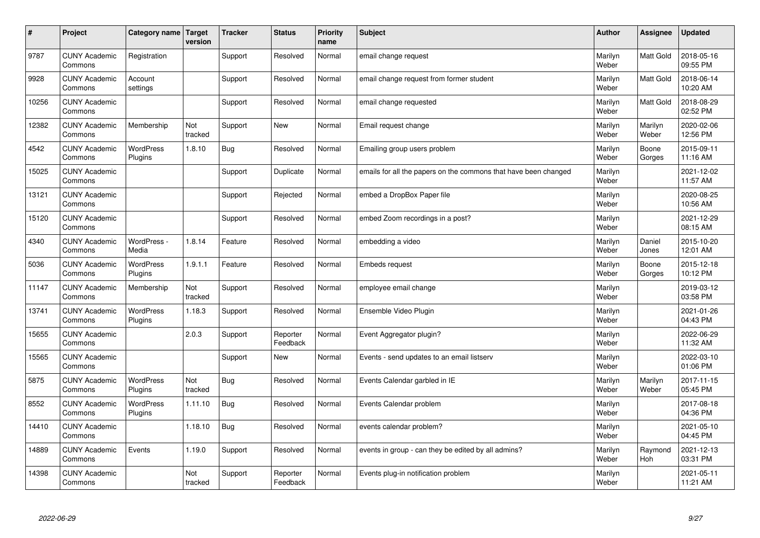| # | Project | Category name | Target version | Tracker | Status | Priority name | Subject | Author | Assignee | Updated |
|---|---|---|---|---|---|---|---|---|---|---|
| 9787 | CUNY Academic Commons | Registration | | Support | Resolved | Normal | email change request | Marilyn Weber | Matt Gold | 2018-05-16 09:55 PM |
| 9928 | CUNY Academic Commons | Account settings | | Support | Resolved | Normal | email change request from former student | Marilyn Weber | Matt Gold | 2018-06-14 10:20 AM |
| 10256 | CUNY Academic Commons | | | Support | Resolved | Normal | email change requested | Marilyn Weber | Matt Gold | 2018-08-29 02:52 PM |
| 12382 | CUNY Academic Commons | Membership | Not tracked | Support | New | Normal | Email request change | Marilyn Weber | Marilyn Weber | 2020-02-06 12:56 PM |
| 4542 | CUNY Academic Commons | WordPress Plugins | 1.8.10 | Bug | Resolved | Normal | Emailing group users problem | Marilyn Weber | Boone Gorges | 2015-09-11 11:16 AM |
| 15025 | CUNY Academic Commons | | | Support | Duplicate | Normal | emails for all the papers on the commons that have been changed | Marilyn Weber | | 2021-12-02 11:57 AM |
| 13121 | CUNY Academic Commons | | | Support | Rejected | Normal | embed a DropBox Paper file | Marilyn Weber | | 2020-08-25 10:56 AM |
| 15120 | CUNY Academic Commons | | | Support | Resolved | Normal | embed Zoom recordings in a post? | Marilyn Weber | | 2021-12-29 08:15 AM |
| 4340 | CUNY Academic Commons | WordPress - Media | 1.8.14 | Feature | Resolved | Normal | embedding a video | Marilyn Weber | Daniel Jones | 2015-10-20 12:01 AM |
| 5036 | CUNY Academic Commons | WordPress Plugins | 1.9.1.1 | Feature | Resolved | Normal | Embeds request | Marilyn Weber | Boone Gorges | 2015-12-18 10:12 PM |
| 11147 | CUNY Academic Commons | Membership | Not tracked | Support | Resolved | Normal | employee email change | Marilyn Weber | | 2019-03-12 03:58 PM |
| 13741 | CUNY Academic Commons | WordPress Plugins | 1.18.3 | Support | Resolved | Normal | Ensemble Video Plugin | Marilyn Weber | | 2021-01-26 04:43 PM |
| 15655 | CUNY Academic Commons | | 2.0.3 | Support | Reporter Feedback | Normal | Event Aggregator plugin? | Marilyn Weber | | 2022-06-29 11:32 AM |
| 15565 | CUNY Academic Commons | | | Support | New | Normal | Events - send updates to an email listserv | Marilyn Weber | | 2022-03-10 01:06 PM |
| 5875 | CUNY Academic Commons | WordPress Plugins | Not tracked | Bug | Resolved | Normal | Events Calendar garbled in IE | Marilyn Weber | Marilyn Weber | 2017-11-15 05:45 PM |
| 8552 | CUNY Academic Commons | WordPress Plugins | 1.11.10 | Bug | Resolved | Normal | Events Calendar problem | Marilyn Weber | | 2017-08-18 04:36 PM |
| 14410 | CUNY Academic Commons | | 1.18.10 | Bug | Resolved | Normal | events calendar problem? | Marilyn Weber | | 2021-05-10 04:45 PM |
| 14889 | CUNY Academic Commons | Events | 1.19.0 | Support | Resolved | Normal | events in group - can they be edited by all admins? | Marilyn Weber | Raymond Hoh | 2021-12-13 03:31 PM |
| 14398 | CUNY Academic Commons | | Not tracked | Support | Reporter Feedback | Normal | Events plug-in notification problem | Marilyn Weber | | 2021-05-11 11:21 AM |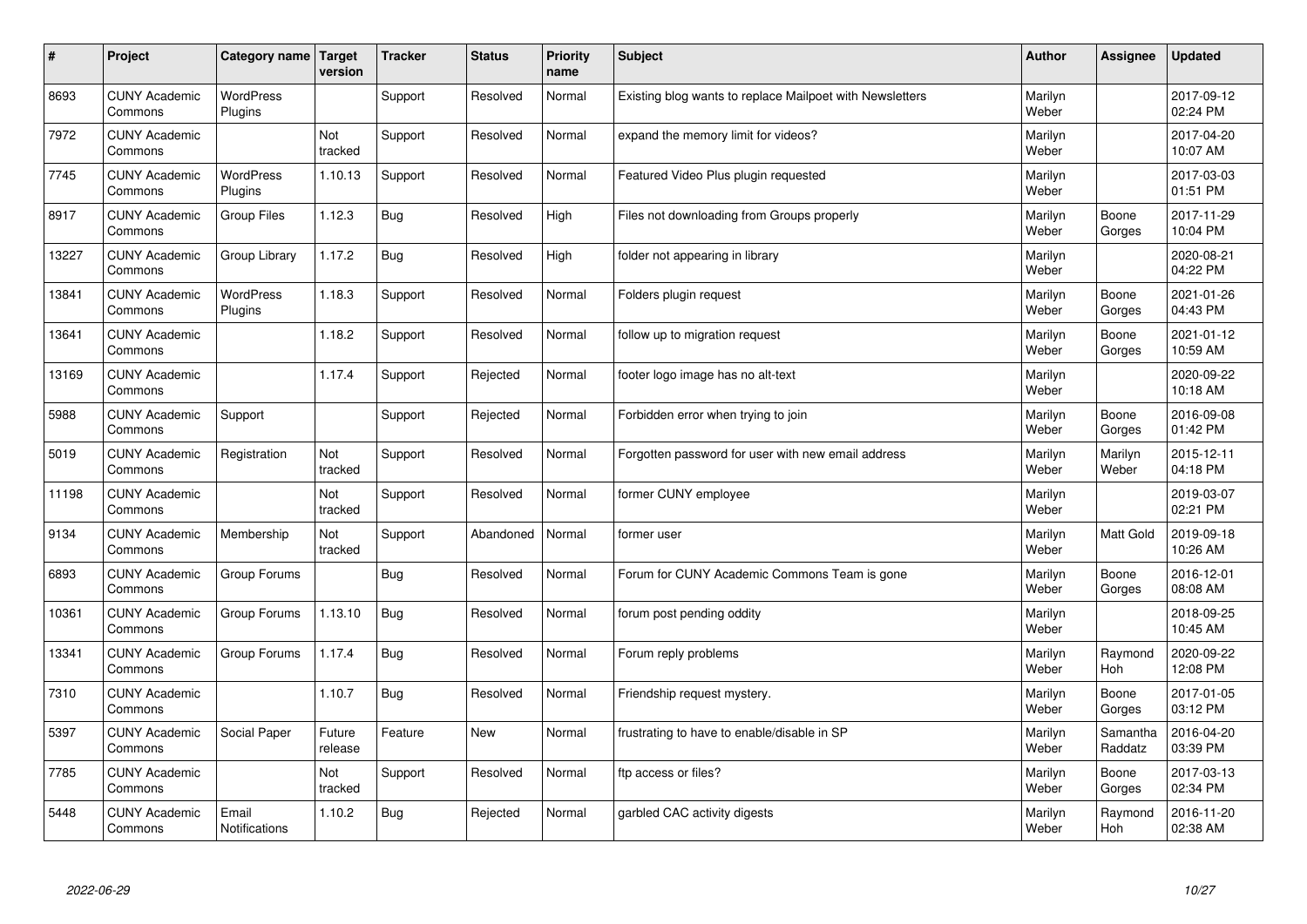| # | Project | Category name | Target version | Tracker | Status | Priority name | Subject | Author | Assignee | Updated |
|---|---|---|---|---|---|---|---|---|---|---|
| 8693 | CUNY Academic Commons | WordPress Plugins | | Support | Resolved | Normal | Existing blog wants to replace Mailpoet with Newsletters | Marilyn Weber | | 2017-09-12 02:24 PM |
| 7972 | CUNY Academic Commons | | Not tracked | Support | Resolved | Normal | expand the memory limit for videos? | Marilyn Weber | | 2017-04-20 10:07 AM |
| 7745 | CUNY Academic Commons | WordPress Plugins | 1.10.13 | Support | Resolved | Normal | Featured Video Plus plugin requested | Marilyn Weber | | 2017-03-03 01:51 PM |
| 8917 | CUNY Academic Commons | Group Files | 1.12.3 | Bug | Resolved | High | Files not downloading from Groups properly | Marilyn Weber | Boone Gorges | 2017-11-29 10:04 PM |
| 13227 | CUNY Academic Commons | Group Library | 1.17.2 | Bug | Resolved | High | folder not appearing in library | Marilyn Weber | | 2020-08-21 04:22 PM |
| 13841 | CUNY Academic Commons | WordPress Plugins | 1.18.3 | Support | Resolved | Normal | Folders plugin request | Marilyn Weber | Boone Gorges | 2021-01-26 04:43 PM |
| 13641 | CUNY Academic Commons | | 1.18.2 | Support | Resolved | Normal | follow up to migration request | Marilyn Weber | Boone Gorges | 2021-01-12 10:59 AM |
| 13169 | CUNY Academic Commons | | 1.17.4 | Support | Rejected | Normal | footer logo image has no alt-text | Marilyn Weber | | 2020-09-22 10:18 AM |
| 5988 | CUNY Academic Commons | Support | | Support | Rejected | Normal | Forbidden error when trying to join | Marilyn Weber | Boone Gorges | 2016-09-08 01:42 PM |
| 5019 | CUNY Academic Commons | Registration | Not tracked | Support | Resolved | Normal | Forgotten password for user with new email address | Marilyn Weber | Marilyn Weber | 2015-12-11 04:18 PM |
| 11198 | CUNY Academic Commons | | Not tracked | Support | Resolved | Normal | former CUNY employee | Marilyn Weber | | 2019-03-07 02:21 PM |
| 9134 | CUNY Academic Commons | Membership | Not tracked | Support | Abandoned | Normal | former user | Marilyn Weber | Matt Gold | 2019-09-18 10:26 AM |
| 6893 | CUNY Academic Commons | Group Forums | | Bug | Resolved | Normal | Forum for CUNY Academic Commons Team is gone | Marilyn Weber | Boone Gorges | 2016-12-01 08:08 AM |
| 10361 | CUNY Academic Commons | Group Forums | 1.13.10 | Bug | Resolved | Normal | forum post pending oddity | Marilyn Weber | | 2018-09-25 10:45 AM |
| 13341 | CUNY Academic Commons | Group Forums | 1.17.4 | Bug | Resolved | Normal | Forum reply problems | Marilyn Weber | Raymond Hoh | 2020-09-22 12:08 PM |
| 7310 | CUNY Academic Commons | | 1.10.7 | Bug | Resolved | Normal | Friendship request mystery. | Marilyn Weber | Boone Gorges | 2017-01-05 03:12 PM |
| 5397 | CUNY Academic Commons | Social Paper | Future release | Feature | New | Normal | frustrating to have to enable/disable in SP | Marilyn Weber | Samantha Raddatz | 2016-04-20 03:39 PM |
| 7785 | CUNY Academic Commons | | Not tracked | Support | Resolved | Normal | ftp access or files? | Marilyn Weber | Boone Gorges | 2017-03-13 02:34 PM |
| 5448 | CUNY Academic Commons | Email Notifications | 1.10.2 | Bug | Rejected | Normal | garbled CAC activity digests | Marilyn Weber | Raymond Hoh | 2016-11-20 02:38 AM |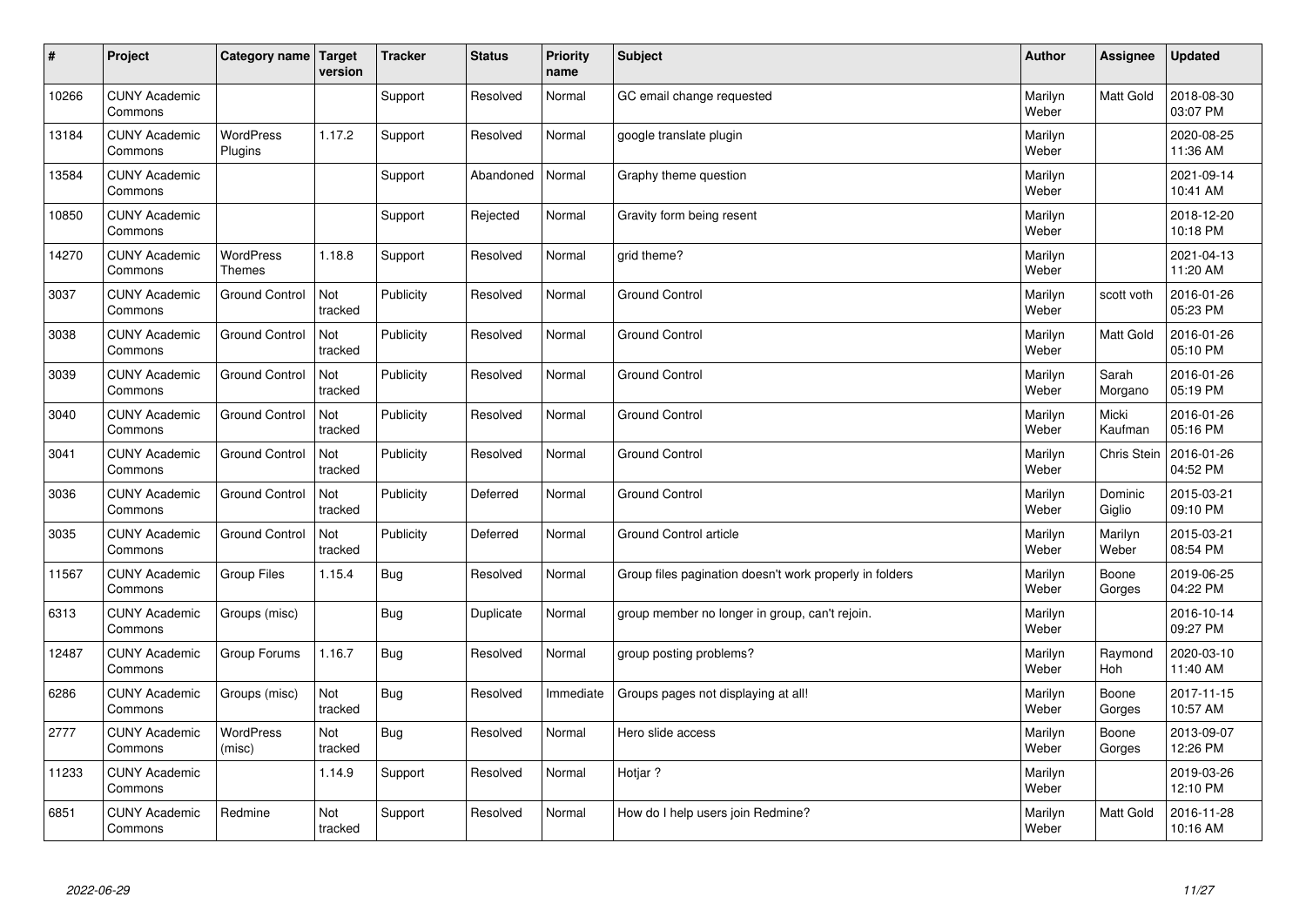| # | Project | Category name | Target version | Tracker | Status | Priority name | Subject | Author | Assignee | Updated |
|---|---|---|---|---|---|---|---|---|---|---|
| 10266 | CUNY Academic Commons | | | Support | Resolved | Normal | GC email change requested | Marilyn Weber | Matt Gold | 2018-08-30 03:07 PM |
| 13184 | CUNY Academic Commons | WordPress Plugins | 1.17.2 | Support | Resolved | Normal | google translate plugin | Marilyn Weber | | 2020-08-25 11:36 AM |
| 13584 | CUNY Academic Commons | | | Support | Abandoned | Normal | Graphy theme question | Marilyn Weber | | 2021-09-14 10:41 AM |
| 10850 | CUNY Academic Commons | | | Support | Rejected | Normal | Gravity form being resent | Marilyn Weber | | 2018-12-20 10:18 PM |
| 14270 | CUNY Academic Commons | WordPress Themes | 1.18.8 | Support | Resolved | Normal | grid theme? | Marilyn Weber | | 2021-04-13 11:20 AM |
| 3037 | CUNY Academic Commons | Ground Control | Not tracked | Publicity | Resolved | Normal | Ground Control | Marilyn Weber | scott voth | 2016-01-26 05:23 PM |
| 3038 | CUNY Academic Commons | Ground Control | Not tracked | Publicity | Resolved | Normal | Ground Control | Marilyn Weber | Matt Gold | 2016-01-26 05:10 PM |
| 3039 | CUNY Academic Commons | Ground Control | Not tracked | Publicity | Resolved | Normal | Ground Control | Marilyn Weber | Sarah Morgano | 2016-01-26 05:19 PM |
| 3040 | CUNY Academic Commons | Ground Control | Not tracked | Publicity | Resolved | Normal | Ground Control | Marilyn Weber | Micki Kaufman | 2016-01-26 05:16 PM |
| 3041 | CUNY Academic Commons | Ground Control | Not tracked | Publicity | Resolved | Normal | Ground Control | Marilyn Weber | Chris Stein | 2016-01-26 04:52 PM |
| 3036 | CUNY Academic Commons | Ground Control | Not tracked | Publicity | Deferred | Normal | Ground Control | Marilyn Weber | Dominic Giglio | 2015-03-21 09:10 PM |
| 3035 | CUNY Academic Commons | Ground Control | Not tracked | Publicity | Deferred | Normal | Ground Control article | Marilyn Weber | Marilyn Weber | 2015-03-21 08:54 PM |
| 11567 | CUNY Academic Commons | Group Files | 1.15.4 | Bug | Resolved | Normal | Group files pagination doesn't work properly in folders | Marilyn Weber | Boone Gorges | 2019-06-25 04:22 PM |
| 6313 | CUNY Academic Commons | Groups (misc) | | Bug | Duplicate | Normal | group member no longer in group, can't rejoin. | Marilyn Weber | | 2016-10-14 09:27 PM |
| 12487 | CUNY Academic Commons | Group Forums | 1.16.7 | Bug | Resolved | Normal | group posting problems? | Marilyn Weber | Raymond Hoh | 2020-03-10 11:40 AM |
| 6286 | CUNY Academic Commons | Groups (misc) | Not tracked | Bug | Resolved | Immediate | Groups pages not displaying at all! | Marilyn Weber | Boone Gorges | 2017-11-15 10:57 AM |
| 2777 | CUNY Academic Commons | WordPress (misc) | Not tracked | Bug | Resolved | Normal | Hero slide access | Marilyn Weber | Boone Gorges | 2013-09-07 12:26 PM |
| 11233 | CUNY Academic Commons | | 1.14.9 | Support | Resolved | Normal | Hotjar ? | Marilyn Weber | | 2019-03-26 12:10 PM |
| 6851 | CUNY Academic Commons | Redmine | Not tracked | Support | Resolved | Normal | How do I help users join Redmine? | Marilyn Weber | Matt Gold | 2016-11-28 10:16 AM |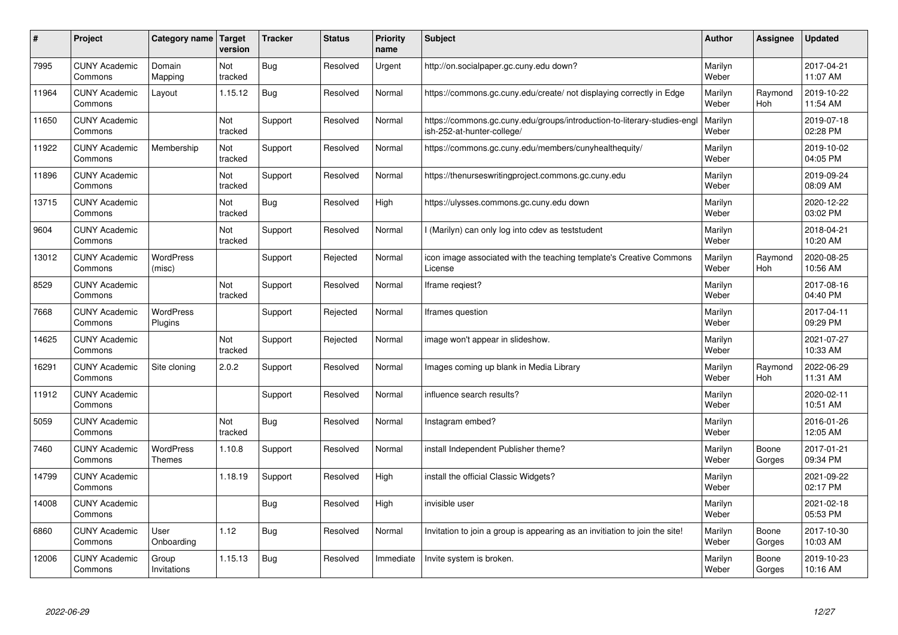| # | Project | Category name | Target version | Tracker | Status | Priority name | Subject | Author | Assignee | Updated |
|---|---|---|---|---|---|---|---|---|---|---|
| 7995 | CUNY Academic Commons | Domain Mapping | Not tracked | Bug | Resolved | Urgent | http://on.socialpaper.gc.cuny.edu down? | Marilyn Weber | | 2017-04-21 11:07 AM |
| 11964 | CUNY Academic Commons | Layout | 1.15.12 | Bug | Resolved | Normal | https://commons.gc.cuny.edu/create/ not displaying correctly in Edge | Marilyn Weber | Raymond Hoh | 2019-10-22 11:54 AM |
| 11650 | CUNY Academic Commons | | Not tracked | Support | Resolved | Normal | https://commons.gc.cuny.edu/groups/introduction-to-literary-studies-english-252-at-hunter-college/ | Marilyn Weber | | 2019-07-18 02:28 PM |
| 11922 | CUNY Academic Commons | Membership | Not tracked | Support | Resolved | Normal | https://commons.gc.cuny.edu/members/cunyhealthequity/ | Marilyn Weber | | 2019-10-02 04:05 PM |
| 11896 | CUNY Academic Commons | | Not tracked | Support | Resolved | Normal | https://thenurseswritingproject.commons.gc.cuny.edu | Marilyn Weber | | 2019-09-24 08:09 AM |
| 13715 | CUNY Academic Commons | | Not tracked | Bug | Resolved | High | https://ulysses.commons.gc.cuny.edu down | Marilyn Weber | | 2020-12-22 03:02 PM |
| 9604 | CUNY Academic Commons | | Not tracked | Support | Resolved | Normal | I (Marilyn) can only log into cdev as teststudent | Marilyn Weber | | 2018-04-21 10:20 AM |
| 13012 | CUNY Academic Commons | WordPress (misc) | | Support | Rejected | Normal | icon image associated with the teaching template's Creative Commons License | Marilyn Weber | Raymond Hoh | 2020-08-25 10:56 AM |
| 8529 | CUNY Academic Commons | | Not tracked | Support | Resolved | Normal | Iframe reqiest? | Marilyn Weber | | 2017-08-16 04:40 PM |
| 7668 | CUNY Academic Commons | WordPress Plugins | | Support | Rejected | Normal | Iframes question | Marilyn Weber | | 2017-04-11 09:29 PM |
| 14625 | CUNY Academic Commons | | Not tracked | Support | Rejected | Normal | image won't appear in slideshow. | Marilyn Weber | | 2021-07-27 10:33 AM |
| 16291 | CUNY Academic Commons | Site cloning | 2.0.2 | Support | Resolved | Normal | Images coming up blank in Media Library | Marilyn Weber | Raymond Hoh | 2022-06-29 11:31 AM |
| 11912 | CUNY Academic Commons | | | Support | Resolved | Normal | influence search results? | Marilyn Weber | | 2020-02-11 10:51 AM |
| 5059 | CUNY Academic Commons | | Not tracked | Bug | Resolved | Normal | Instagram embed? | Marilyn Weber | | 2016-01-26 12:05 AM |
| 7460 | CUNY Academic Commons | WordPress Themes | 1.10.8 | Support | Resolved | Normal | install Independent Publisher theme? | Marilyn Weber | Boone Gorges | 2017-01-21 09:34 PM |
| 14799 | CUNY Academic Commons | | 1.18.19 | Support | Resolved | High | install the official Classic Widgets? | Marilyn Weber | | 2021-09-22 02:17 PM |
| 14008 | CUNY Academic Commons | | | Bug | Resolved | High | invisible user | Marilyn Weber | | 2021-02-18 05:53 PM |
| 6860 | CUNY Academic Commons | User Onboarding | 1.12 | Bug | Resolved | Normal | Invitation to join a group is appearing as an invitiation to join the site! | Marilyn Weber | Boone Gorges | 2017-10-30 10:03 AM |
| 12006 | CUNY Academic Commons | Group Invitations | 1.15.13 | Bug | Resolved | Immediate | Invite system is broken. | Marilyn Weber | Boone Gorges | 2019-10-23 10:16 AM |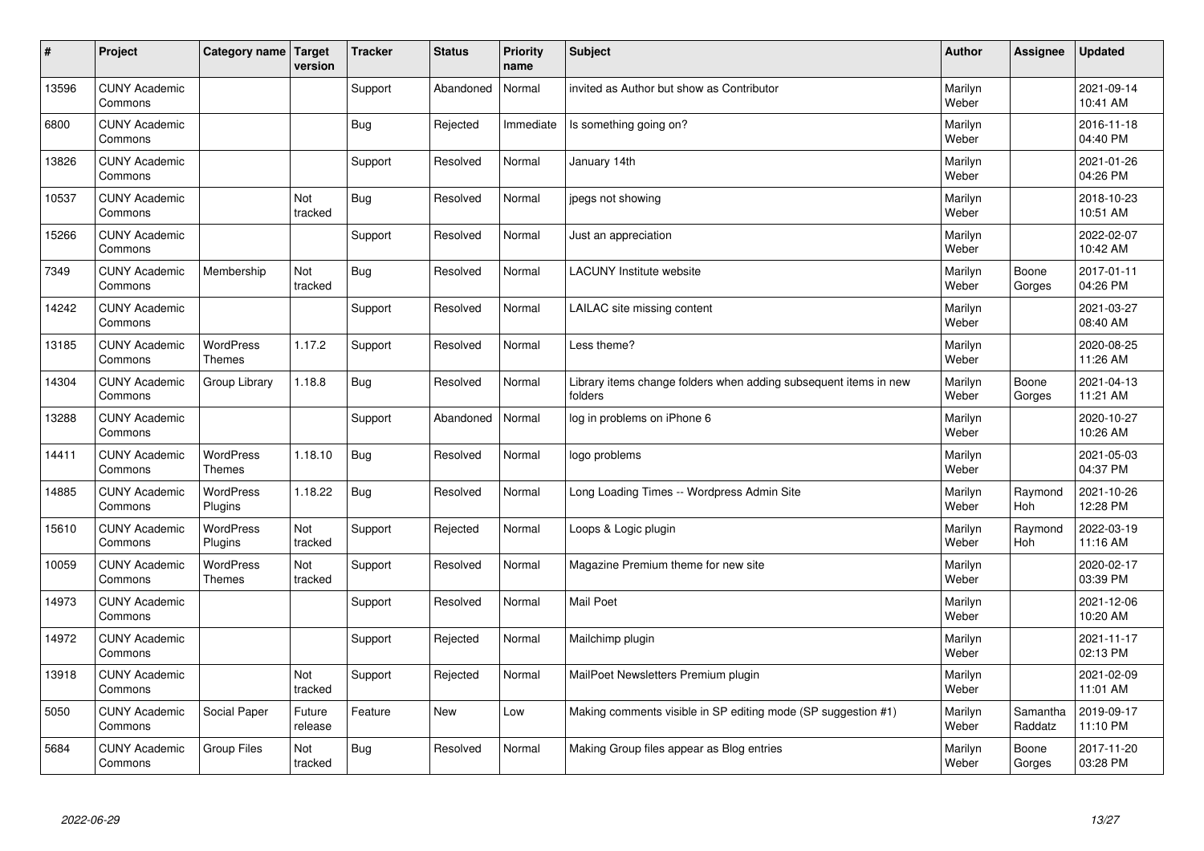| # | Project | Category name | Target version | Tracker | Status | Priority name | Subject | Author | Assignee | Updated |
|---|---|---|---|---|---|---|---|---|---|---|
| 13596 | CUNY Academic Commons | | | Support | Abandoned | Normal | invited as Author but show as Contributor | Marilyn Weber | | 2021-09-14 10:41 AM |
| 6800 | CUNY Academic Commons | | | Bug | Rejected | Immediate | Is something going on? | Marilyn Weber | | 2016-11-18 04:40 PM |
| 13826 | CUNY Academic Commons | | | Support | Resolved | Normal | January 14th | Marilyn Weber | | 2021-01-26 04:26 PM |
| 10537 | CUNY Academic Commons | | Not tracked | Bug | Resolved | Normal | jpegs not showing | Marilyn Weber | | 2018-10-23 10:51 AM |
| 15266 | CUNY Academic Commons | | | Support | Resolved | Normal | Just an appreciation | Marilyn Weber | | 2022-02-07 10:42 AM |
| 7349 | CUNY Academic Commons | Membership | Not tracked | Bug | Resolved | Normal | LACUNY Institute website | Marilyn Weber | Boone Gorges | 2017-01-11 04:26 PM |
| 14242 | CUNY Academic Commons | | | Support | Resolved | Normal | LAILAC site missing content | Marilyn Weber | | 2021-03-27 08:40 AM |
| 13185 | CUNY Academic Commons | WordPress Themes | 1.17.2 | Support | Resolved | Normal | Less theme? | Marilyn Weber | | 2020-08-25 11:26 AM |
| 14304 | CUNY Academic Commons | Group Library | 1.18.8 | Bug | Resolved | Normal | Library items change folders when adding subsequent items in new folders | Marilyn Weber | Boone Gorges | 2021-04-13 11:21 AM |
| 13288 | CUNY Academic Commons | | | Support | Abandoned | Normal | log in problems on iPhone 6 | Marilyn Weber | | 2020-10-27 10:26 AM |
| 14411 | CUNY Academic Commons | WordPress Themes | 1.18.10 | Bug | Resolved | Normal | logo problems | Marilyn Weber | | 2021-05-03 04:37 PM |
| 14885 | CUNY Academic Commons | WordPress Plugins | 1.18.22 | Bug | Resolved | Normal | Long Loading Times -- Wordpress Admin Site | Marilyn Weber | Raymond Hoh | 2021-10-26 12:28 PM |
| 15610 | CUNY Academic Commons | WordPress Plugins | Not tracked | Support | Rejected | Normal | Loops & Logic plugin | Marilyn Weber | Raymond Hoh | 2022-03-19 11:16 AM |
| 10059 | CUNY Academic Commons | WordPress Themes | Not tracked | Support | Resolved | Normal | Magazine Premium theme for new site | Marilyn Weber | | 2020-02-17 03:39 PM |
| 14973 | CUNY Academic Commons | | | Support | Resolved | Normal | Mail Poet | Marilyn Weber | | 2021-12-06 10:20 AM |
| 14972 | CUNY Academic Commons | | | Support | Rejected | Normal | Mailchimp plugin | Marilyn Weber | | 2021-11-17 02:13 PM |
| 13918 | CUNY Academic Commons | | Not tracked | Support | Rejected | Normal | MailPoet Newsletters Premium plugin | Marilyn Weber | | 2021-02-09 11:01 AM |
| 5050 | CUNY Academic Commons | Social Paper | Future release | Feature | New | Low | Making comments visible in SP editing mode (SP suggestion #1) | Marilyn Weber | Samantha Raddatz | 2019-09-17 11:10 PM |
| 5684 | CUNY Academic Commons | Group Files | Not tracked | Bug | Resolved | Normal | Making Group files appear as Blog entries | Marilyn Weber | Boone Gorges | 2017-11-20 03:28 PM |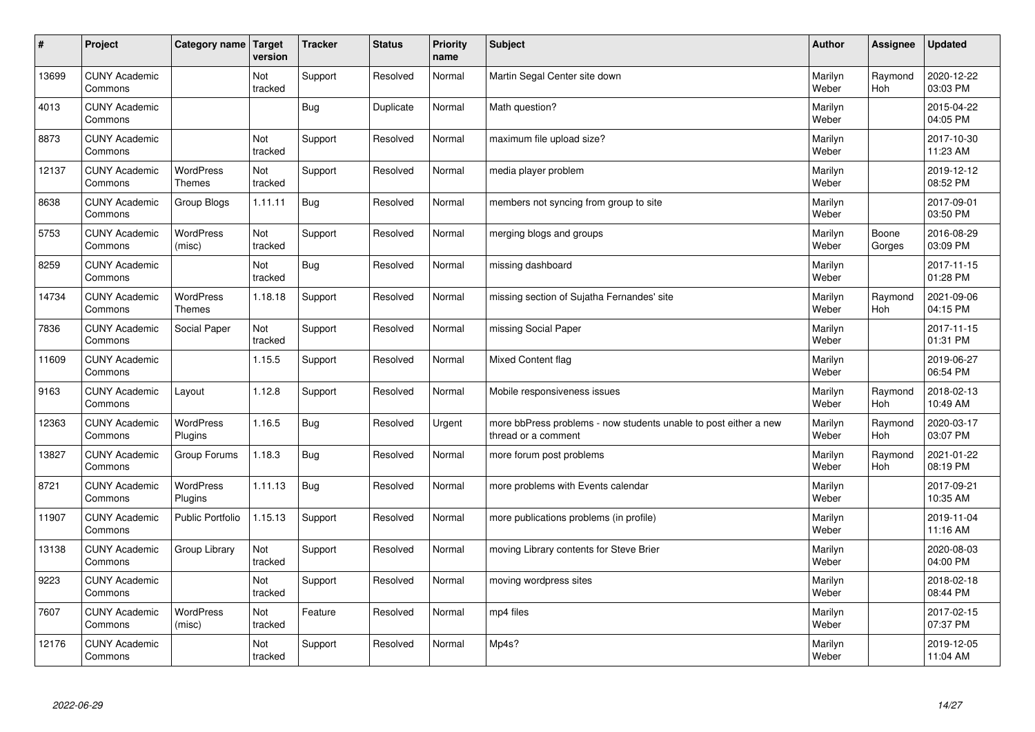| # | Project | Category name | Target version | Tracker | Status | Priority name | Subject | Author | Assignee | Updated |
|---|---|---|---|---|---|---|---|---|---|---|
| 13699 | CUNY Academic Commons | | Not tracked | Support | Resolved | Normal | Martin Segal Center site down | Marilyn Weber | Raymond Hoh | 2020-12-22 03:03 PM |
| 4013 | CUNY Academic Commons | | | Bug | Duplicate | Normal | Math question? | Marilyn Weber | | 2015-04-22 04:05 PM |
| 8873 | CUNY Academic Commons | | Not tracked | Support | Resolved | Normal | maximum file upload size? | Marilyn Weber | | 2017-10-30 11:23 AM |
| 12137 | CUNY Academic Commons | WordPress Themes | Not tracked | Support | Resolved | Normal | media player problem | Marilyn Weber | | 2019-12-12 08:52 PM |
| 8638 | CUNY Academic Commons | Group Blogs | 1.11.11 | Bug | Resolved | Normal | members not syncing from group to site | Marilyn Weber | | 2017-09-01 03:50 PM |
| 5753 | CUNY Academic Commons | WordPress (misc) | Not tracked | Support | Resolved | Normal | merging blogs and groups | Marilyn Weber | Boone Gorges | 2016-08-29 03:09 PM |
| 8259 | CUNY Academic Commons | | Not tracked | Bug | Resolved | Normal | missing dashboard | Marilyn Weber | | 2017-11-15 01:28 PM |
| 14734 | CUNY Academic Commons | WordPress Themes | 1.18.18 | Support | Resolved | Normal | missing section of Sujatha Fernandes' site | Marilyn Weber | Raymond Hoh | 2021-09-06 04:15 PM |
| 7836 | CUNY Academic Commons | Social Paper | Not tracked | Support | Resolved | Normal | missing Social Paper | Marilyn Weber | | 2017-11-15 01:31 PM |
| 11609 | CUNY Academic Commons | | 1.15.5 | Support | Resolved | Normal | Mixed Content flag | Marilyn Weber | | 2019-06-27 06:54 PM |
| 9163 | CUNY Academic Commons | Layout | 1.12.8 | Support | Resolved | Normal | Mobile responsiveness issues | Marilyn Weber | Raymond Hoh | 2018-02-13 10:49 AM |
| 12363 | CUNY Academic Commons | WordPress Plugins | 1.16.5 | Bug | Resolved | Urgent | more bbPress problems - now students unable to post either a new thread or a comment | Marilyn Weber | Raymond Hoh | 2020-03-17 03:07 PM |
| 13827 | CUNY Academic Commons | Group Forums | 1.18.3 | Bug | Resolved | Normal | more forum post problems | Marilyn Weber | Raymond Hoh | 2021-01-22 08:19 PM |
| 8721 | CUNY Academic Commons | WordPress Plugins | 1.11.13 | Bug | Resolved | Normal | more problems with Events calendar | Marilyn Weber | | 2017-09-21 10:35 AM |
| 11907 | CUNY Academic Commons | Public Portfolio | 1.15.13 | Support | Resolved | Normal | more publications problems (in profile) | Marilyn Weber | | 2019-11-04 11:16 AM |
| 13138 | CUNY Academic Commons | Group Library | Not tracked | Support | Resolved | Normal | moving Library contents for Steve Brier | Marilyn Weber | | 2020-08-03 04:00 PM |
| 9223 | CUNY Academic Commons | | Not tracked | Support | Resolved | Normal | moving wordpress sites | Marilyn Weber | | 2018-02-18 08:44 PM |
| 7607 | CUNY Academic Commons | WordPress (misc) | Not tracked | Feature | Resolved | Normal | mp4 files | Marilyn Weber | | 2017-02-15 07:37 PM |
| 12176 | CUNY Academic Commons | | Not tracked | Support | Resolved | Normal | Mp4s? | Marilyn Weber | | 2019-12-05 11:04 AM |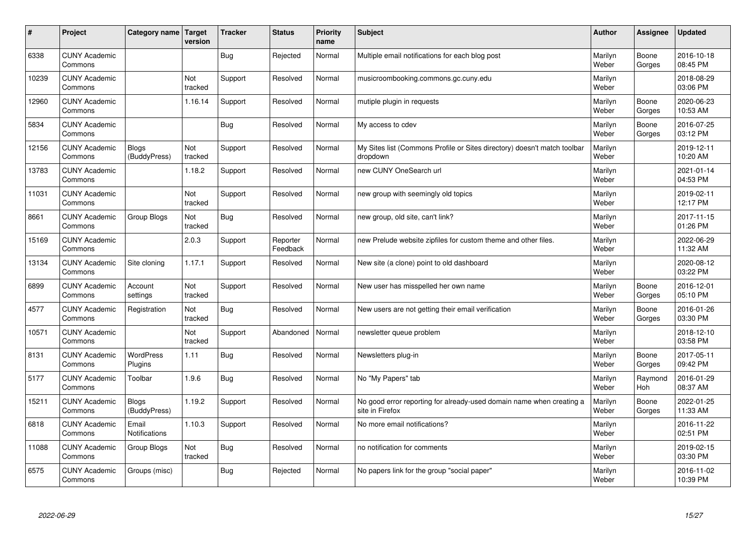| # | Project | Category name | Target version | Tracker | Status | Priority name | Subject | Author | Assignee | Updated |
|---|---|---|---|---|---|---|---|---|---|---|
| 6338 | CUNY Academic Commons | | | Bug | Rejected | Normal | Multiple email notifications for each blog post | Marilyn Weber | Boone Gorges | 2016-10-18 08:45 PM |
| 10239 | CUNY Academic Commons | | Not tracked | Support | Resolved | Normal | musicroombooking.commons.gc.cuny.edu | Marilyn Weber | | 2018-08-29 03:06 PM |
| 12960 | CUNY Academic Commons | | 1.16.14 | Support | Resolved | Normal | mutiple plugin in requests | Marilyn Weber | Boone Gorges | 2020-06-23 10:53 AM |
| 5834 | CUNY Academic Commons | | | Bug | Resolved | Normal | My access to cdev | Marilyn Weber | Boone Gorges | 2016-07-25 03:12 PM |
| 12156 | CUNY Academic Commons | Blogs (BuddyPress) | Not tracked | Support | Resolved | Normal | My Sites list (Commons Profile or Sites directory) doesn't match toolbar dropdown | Marilyn Weber | | 2019-12-11 10:20 AM |
| 13783 | CUNY Academic Commons | | 1.18.2 | Support | Resolved | Normal | new CUNY OneSearch url | Marilyn Weber | | 2021-01-14 04:53 PM |
| 11031 | CUNY Academic Commons | | Not tracked | Support | Resolved | Normal | new group with seemingly old topics | Marilyn Weber | | 2019-02-11 12:17 PM |
| 8661 | CUNY Academic Commons | Group Blogs | Not tracked | Bug | Resolved | Normal | new group, old site, can't link? | Marilyn Weber | | 2017-11-15 01:26 PM |
| 15169 | CUNY Academic Commons | | 2.0.3 | Support | Reporter Feedback | Normal | new Prelude website zipfiles for custom theme and other files. | Marilyn Weber | | 2022-06-29 11:32 AM |
| 13134 | CUNY Academic Commons | Site cloning | 1.17.1 | Support | Resolved | Normal | New site (a clone) point to old dashboard | Marilyn Weber | | 2020-08-12 03:22 PM |
| 6899 | CUNY Academic Commons | Account settings | Not tracked | Support | Resolved | Normal | New user has misspelled her own name | Marilyn Weber | Boone Gorges | 2016-12-01 05:10 PM |
| 4577 | CUNY Academic Commons | Registration | Not tracked | Bug | Resolved | Normal | New users are not getting their email verification | Marilyn Weber | Boone Gorges | 2016-01-26 03:30 PM |
| 10571 | CUNY Academic Commons | | Not tracked | Support | Abandoned | Normal | newsletter queue problem | Marilyn Weber | | 2018-12-10 03:58 PM |
| 8131 | CUNY Academic Commons | WordPress Plugins | 1.11 | Bug | Resolved | Normal | Newsletters plug-in | Marilyn Weber | Boone Gorges | 2017-05-11 09:42 PM |
| 5177 | CUNY Academic Commons | Toolbar | 1.9.6 | Bug | Resolved | Normal | No "My Papers" tab | Marilyn Weber | Raymond Hoh | 2016-01-29 08:37 AM |
| 15211 | CUNY Academic Commons | Blogs (BuddyPress) | 1.19.2 | Support | Resolved | Normal | No good error reporting for already-used domain name when creating a site in Firefox | Marilyn Weber | Boone Gorges | 2022-01-25 11:33 AM |
| 6818 | CUNY Academic Commons | Email Notifications | 1.10.3 | Support | Resolved | Normal | No more email notifications? | Marilyn Weber | | 2016-11-22 02:51 PM |
| 11088 | CUNY Academic Commons | Group Blogs | Not tracked | Bug | Resolved | Normal | no notification for comments | Marilyn Weber | | 2019-02-15 03:30 PM |
| 6575 | CUNY Academic Commons | Groups (misc) | | Bug | Rejected | Normal | No papers link for the group "social paper" | Marilyn Weber | | 2016-11-02 10:39 PM |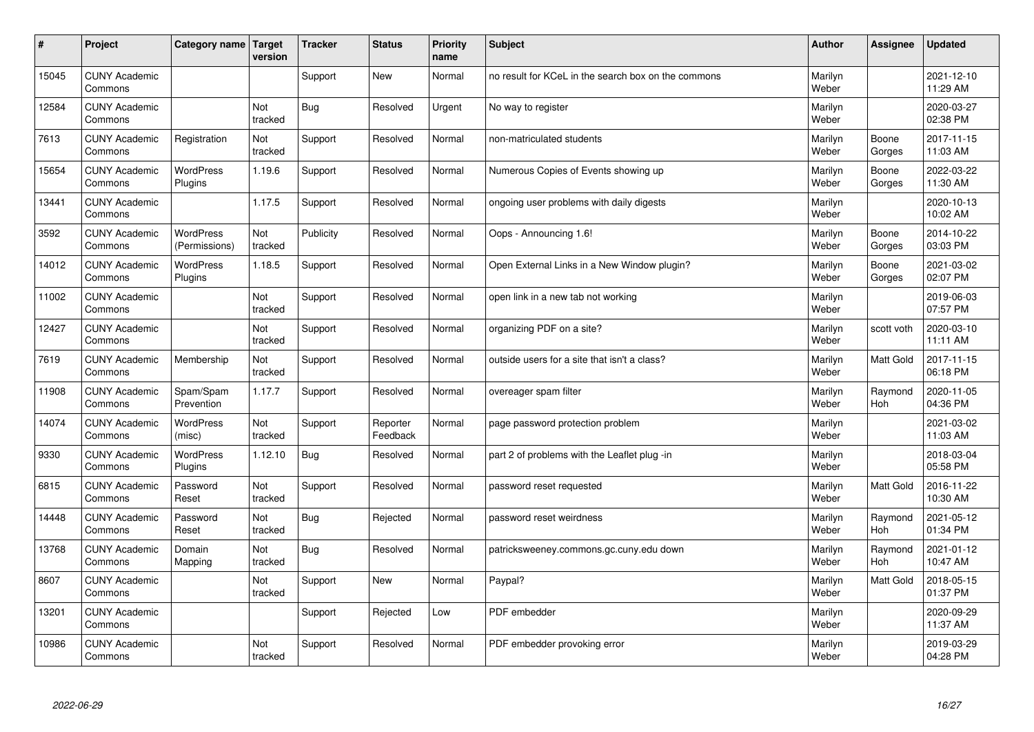| # | Project | Category name | Target version | Tracker | Status | Priority name | Subject | Author | Assignee | Updated |
|---|---|---|---|---|---|---|---|---|---|---|
| 15045 | CUNY Academic Commons | | | Support | New | Normal | no result for KCeL in the search box on the commons | Marilyn Weber | | 2021-12-10 11:29 AM |
| 12584 | CUNY Academic Commons | | Not tracked | Bug | Resolved | Urgent | No way to register | Marilyn Weber | | 2020-03-27 02:38 PM |
| 7613 | CUNY Academic Commons | Registration | Not tracked | Support | Resolved | Normal | non-matriculated students | Marilyn Weber | Boone Gorges | 2017-11-15 11:03 AM |
| 15654 | CUNY Academic Commons | WordPress Plugins | 1.19.6 | Support | Resolved | Normal | Numerous Copies of Events showing up | Marilyn Weber | Boone Gorges | 2022-03-22 11:30 AM |
| 13441 | CUNY Academic Commons | | 1.17.5 | Support | Resolved | Normal | ongoing user problems with daily digests | Marilyn Weber | | 2020-10-13 10:02 AM |
| 3592 | CUNY Academic Commons | WordPress (Permissions) | Not tracked | Publicity | Resolved | Normal | Oops - Announcing 1.6! | Marilyn Weber | Boone Gorges | 2014-10-22 03:03 PM |
| 14012 | CUNY Academic Commons | WordPress Plugins | 1.18.5 | Support | Resolved | Normal | Open External Links in a New Window plugin? | Marilyn Weber | Boone Gorges | 2021-03-02 02:07 PM |
| 11002 | CUNY Academic Commons | | Not tracked | Support | Resolved | Normal | open link in a new tab not working | Marilyn Weber | | 2019-06-03 07:57 PM |
| 12427 | CUNY Academic Commons | | Not tracked | Support | Resolved | Normal | organizing PDF on a site? | Marilyn Weber | scott voth | 2020-03-10 11:11 AM |
| 7619 | CUNY Academic Commons | Membership | Not tracked | Support | Resolved | Normal | outside users for a site that isn't a class? | Marilyn Weber | Matt Gold | 2017-11-15 06:18 PM |
| 11908 | CUNY Academic Commons | Spam/Spam Prevention | 1.17.7 | Support | Resolved | Normal | overeager spam filter | Marilyn Weber | Raymond Hoh | 2020-11-05 04:36 PM |
| 14074 | CUNY Academic Commons | WordPress (misc) | Not tracked | Support | Reporter Feedback | Normal | page password protection problem | Marilyn Weber | | 2021-03-02 11:03 AM |
| 9330 | CUNY Academic Commons | WordPress Plugins | 1.12.10 | Bug | Resolved | Normal | part 2 of problems with the Leaflet plug -in | Marilyn Weber | | 2018-03-04 05:58 PM |
| 6815 | CUNY Academic Commons | Password Reset | Not tracked | Support | Resolved | Normal | password reset requested | Marilyn Weber | Matt Gold | 2016-11-22 10:30 AM |
| 14448 | CUNY Academic Commons | Password Reset | Not tracked | Bug | Rejected | Normal | password reset weirdness | Marilyn Weber | Raymond Hoh | 2021-05-12 01:34 PM |
| 13768 | CUNY Academic Commons | Domain Mapping | Not tracked | Bug | Resolved | Normal | patricksweeney.commons.gc.cuny.edu down | Marilyn Weber | Raymond Hoh | 2021-01-12 10:47 AM |
| 8607 | CUNY Academic Commons | | Not tracked | Support | New | Normal | Paypal? | Marilyn Weber | Matt Gold | 2018-05-15 01:37 PM |
| 13201 | CUNY Academic Commons | | | Support | Rejected | Low | PDF embedder | Marilyn Weber | | 2020-09-29 11:37 AM |
| 10986 | CUNY Academic Commons | | Not tracked | Support | Resolved | Normal | PDF embedder provoking error | Marilyn Weber | | 2019-03-29 04:28 PM |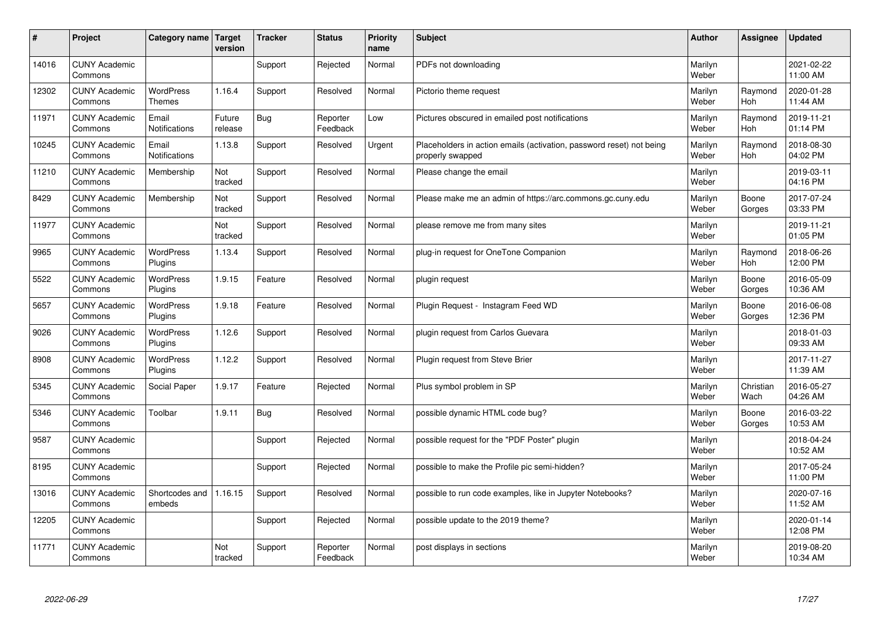| # | Project | Category name | Target version | Tracker | Status | Priority name | Subject | Author | Assignee | Updated |
|---|---|---|---|---|---|---|---|---|---|---|
| 14016 | CUNY Academic Commons | | | Support | Rejected | Normal | PDFs not downloading | Marilyn Weber | | 2021-02-22 11:00 AM |
| 12302 | CUNY Academic Commons | WordPress Themes | 1.16.4 | Support | Resolved | Normal | Pictorio theme request | Marilyn Weber | Raymond Hoh | 2020-01-28 11:44 AM |
| 11971 | CUNY Academic Commons | Email Notifications | Future release | Bug | Reporter Feedback | Low | Pictures obscured in emailed post notifications | Marilyn Weber | Raymond Hoh | 2019-11-21 01:14 PM |
| 10245 | CUNY Academic Commons | Email Notifications | 1.13.8 | Support | Resolved | Urgent | Placeholders in action emails (activation, password reset) not being properly swapped | Marilyn Weber | Raymond Hoh | 2018-08-30 04:02 PM |
| 11210 | CUNY Academic Commons | Membership | Not tracked | Support | Resolved | Normal | Please change the email | Marilyn Weber | | 2019-03-11 04:16 PM |
| 8429 | CUNY Academic Commons | Membership | Not tracked | Support | Resolved | Normal | Please make me an admin of https://arc.commons.gc.cuny.edu | Marilyn Weber | Boone Gorges | 2017-07-24 03:33 PM |
| 11977 | CUNY Academic Commons | | Not tracked | Support | Resolved | Normal | please remove me from many sites | Marilyn Weber | | 2019-11-21 01:05 PM |
| 9965 | CUNY Academic Commons | WordPress Plugins | 1.13.4 | Support | Resolved | Normal | plug-in request for OneTone Companion | Marilyn Weber | Raymond Hoh | 2018-06-26 12:00 PM |
| 5522 | CUNY Academic Commons | WordPress Plugins | 1.9.15 | Feature | Resolved | Normal | plugin request | Marilyn Weber | Boone Gorges | 2016-05-09 10:36 AM |
| 5657 | CUNY Academic Commons | WordPress Plugins | 1.9.18 | Feature | Resolved | Normal | Plugin Request - Instagram Feed WD | Marilyn Weber | Boone Gorges | 2016-06-08 12:36 PM |
| 9026 | CUNY Academic Commons | WordPress Plugins | 1.12.6 | Support | Resolved | Normal | plugin request from Carlos Guevara | Marilyn Weber | | 2018-01-03 09:33 AM |
| 8908 | CUNY Academic Commons | WordPress Plugins | 1.12.2 | Support | Resolved | Normal | Plugin request from Steve Brier | Marilyn Weber | | 2017-11-27 11:39 AM |
| 5345 | CUNY Academic Commons | Social Paper | 1.9.17 | Feature | Rejected | Normal | Plus symbol problem in SP | Marilyn Weber | Christian Wach | 2016-05-27 04:26 AM |
| 5346 | CUNY Academic Commons | Toolbar | 1.9.11 | Bug | Resolved | Normal | possible dynamic HTML code bug? | Marilyn Weber | Boone Gorges | 2016-03-22 10:53 AM |
| 9587 | CUNY Academic Commons | | | Support | Rejected | Normal | possible request for the "PDF Poster" plugin | Marilyn Weber | | 2018-04-24 10:52 AM |
| 8195 | CUNY Academic Commons | | | Support | Rejected | Normal | possible to make the Profile pic semi-hidden? | Marilyn Weber | | 2017-05-24 11:00 PM |
| 13016 | CUNY Academic Commons | Shortcodes and embeds | 1.16.15 | Support | Resolved | Normal | possible to run code examples, like in Jupyter Notebooks? | Marilyn Weber | | 2020-07-16 11:52 AM |
| 12205 | CUNY Academic Commons | | | Support | Rejected | Normal | possible update to the 2019 theme? | Marilyn Weber | | 2020-01-14 12:08 PM |
| 11771 | CUNY Academic Commons | | Not tracked | Support | Reporter Feedback | Normal | post displays in sections | Marilyn Weber | | 2019-08-20 10:34 AM |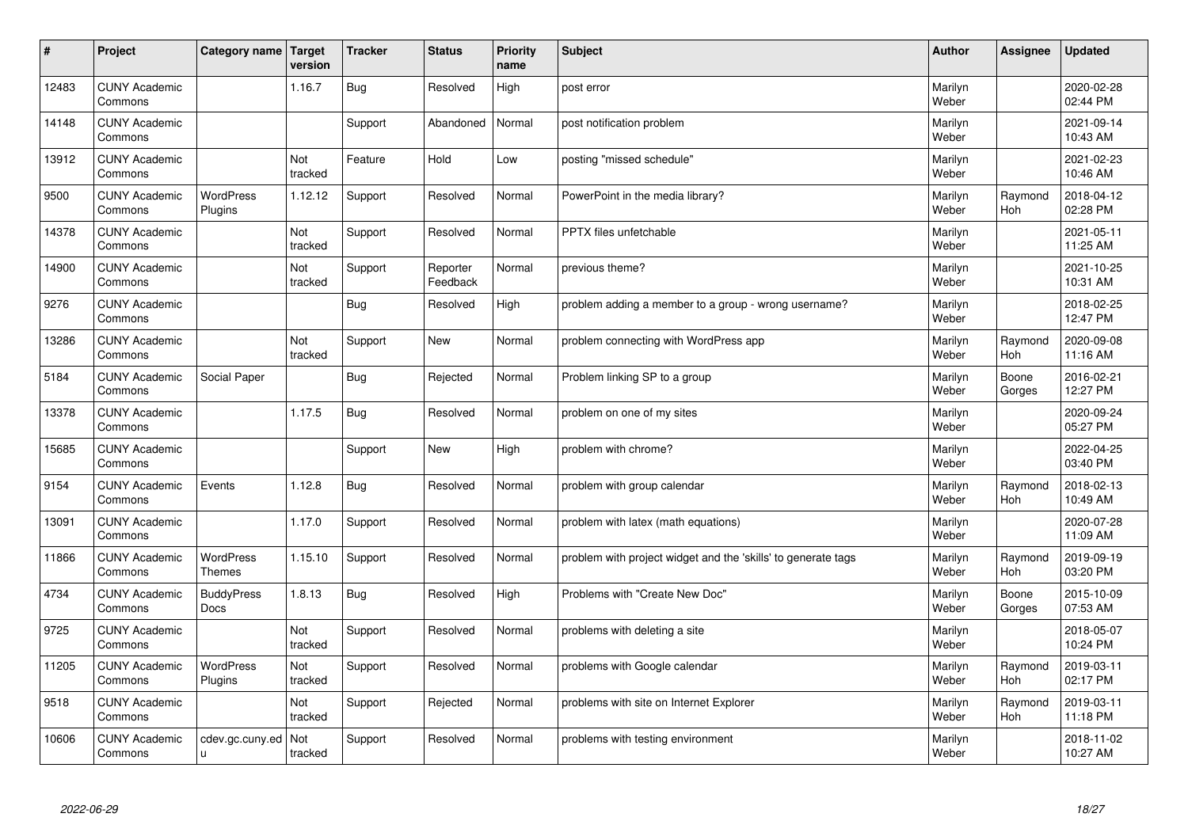| # | Project | Category name | Target version | Tracker | Status | Priority name | Subject | Author | Assignee | Updated |
|---|---|---|---|---|---|---|---|---|---|---|
| 12483 | CUNY Academic Commons | | 1.16.7 | Bug | Resolved | High | post error | Marilyn Weber | | 2020-02-28 02:44 PM |
| 14148 | CUNY Academic Commons | | | Support | Abandoned | Normal | post notification problem | Marilyn Weber | | 2021-09-14 10:43 AM |
| 13912 | CUNY Academic Commons | | Not tracked | Feature | Hold | Low | posting "missed schedule" | Marilyn Weber | | 2021-02-23 10:46 AM |
| 9500 | CUNY Academic Commons | WordPress Plugins | 1.12.12 | Support | Resolved | Normal | PowerPoint in the media library? | Marilyn Weber | Raymond Hoh | 2018-04-12 02:28 PM |
| 14378 | CUNY Academic Commons | | Not tracked | Support | Resolved | Normal | PPTX files unfetchable | Marilyn Weber | | 2021-05-11 11:25 AM |
| 14900 | CUNY Academic Commons | | Not tracked | Support | Reporter Feedback | Normal | previous theme? | Marilyn Weber | | 2021-10-25 10:31 AM |
| 9276 | CUNY Academic Commons | | | Bug | Resolved | High | problem adding a member to a group - wrong username? | Marilyn Weber | | 2018-02-25 12:47 PM |
| 13286 | CUNY Academic Commons | | Not tracked | Support | New | Normal | problem connecting with WordPress app | Marilyn Weber | Raymond Hoh | 2020-09-08 11:16 AM |
| 5184 | CUNY Academic Commons | Social Paper | | Bug | Rejected | Normal | Problem linking SP to a group | Marilyn Weber | Boone Gorges | 2016-02-21 12:27 PM |
| 13378 | CUNY Academic Commons | | 1.17.5 | Bug | Resolved | Normal | problem on one of my sites | Marilyn Weber | | 2020-09-24 05:27 PM |
| 15685 | CUNY Academic Commons | | | Support | New | High | problem with chrome? | Marilyn Weber | | 2022-04-25 03:40 PM |
| 9154 | CUNY Academic Commons | Events | 1.12.8 | Bug | Resolved | Normal | problem with group calendar | Marilyn Weber | Raymond Hoh | 2018-02-13 10:49 AM |
| 13091 | CUNY Academic Commons | | 1.17.0 | Support | Resolved | Normal | problem with latex (math equations) | Marilyn Weber | | 2020-07-28 11:09 AM |
| 11866 | CUNY Academic Commons | WordPress Themes | 1.15.10 | Support | Resolved | Normal | problem with project widget and the 'skills' to generate tags | Marilyn Weber | Raymond Hoh | 2019-09-19 03:20 PM |
| 4734 | CUNY Academic Commons | BuddyPress Docs | 1.8.13 | Bug | Resolved | High | Problems with "Create New Doc" | Marilyn Weber | Boone Gorges | 2015-10-09 07:53 AM |
| 9725 | CUNY Academic Commons | | Not tracked | Support | Resolved | Normal | problems with deleting a site | Marilyn Weber | | 2018-05-07 10:24 PM |
| 11205 | CUNY Academic Commons | WordPress Plugins | Not tracked | Support | Resolved | Normal | problems with Google calendar | Marilyn Weber | Raymond Hoh | 2019-03-11 02:17 PM |
| 9518 | CUNY Academic Commons | | Not tracked | Support | Rejected | Normal | problems with site on Internet Explorer | Marilyn Weber | Raymond Hoh | 2019-03-11 11:18 PM |
| 10606 | CUNY Academic Commons | cdev.gc.cuny.edu | Not tracked | Support | Resolved | Normal | problems with testing environment | Marilyn Weber | | 2018-11-02 10:27 AM |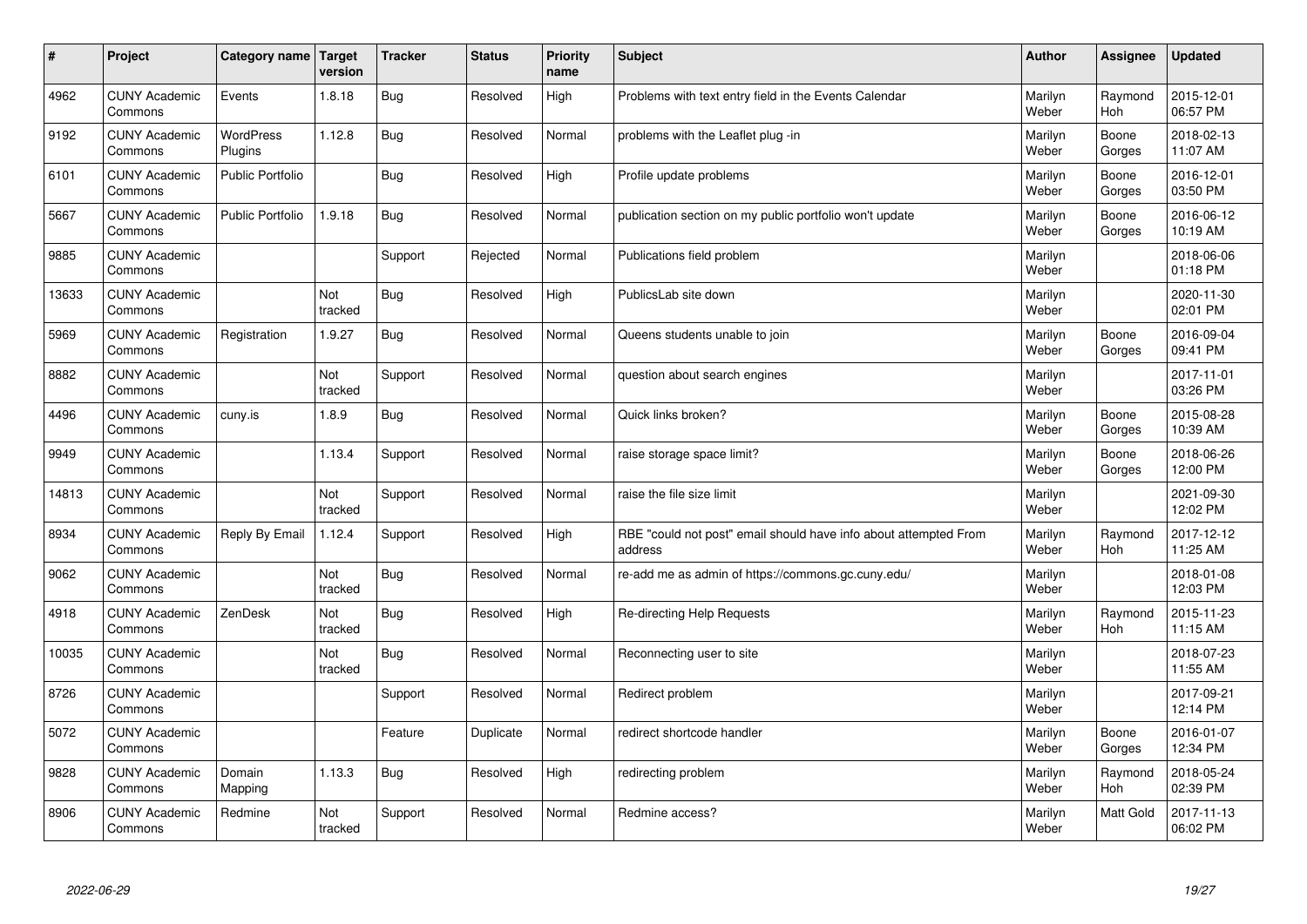| # | Project | Category name | Target version | Tracker | Status | Priority name | Subject | Author | Assignee | Updated |
|---|---|---|---|---|---|---|---|---|---|---|
| 4962 | CUNY Academic Commons | Events | 1.8.18 | Bug | Resolved | High | Problems with text entry field in the Events Calendar | Marilyn Weber | Raymond Hoh | 2015-12-01 06:57 PM |
| 9192 | CUNY Academic Commons | WordPress Plugins | 1.12.8 | Bug | Resolved | Normal | problems with the Leaflet plug -in | Marilyn Weber | Boone Gorges | 2018-02-13 11:07 AM |
| 6101 | CUNY Academic Commons | Public Portfolio | | Bug | Resolved | High | Profile update problems | Marilyn Weber | Boone Gorges | 2016-12-01 03:50 PM |
| 5667 | CUNY Academic Commons | Public Portfolio | 1.9.18 | Bug | Resolved | Normal | publication section on my public portfolio won't update | Marilyn Weber | Boone Gorges | 2016-06-12 10:19 AM |
| 9885 | CUNY Academic Commons | | | Support | Rejected | Normal | Publications field problem | Marilyn Weber | | 2018-06-06 01:18 PM |
| 13633 | CUNY Academic Commons | | Not tracked | Bug | Resolved | High | PublicsLab site down | Marilyn Weber | | 2020-11-30 02:01 PM |
| 5969 | CUNY Academic Commons | Registration | 1.9.27 | Bug | Resolved | Normal | Queens students unable to join | Marilyn Weber | Boone Gorges | 2016-09-04 09:41 PM |
| 8882 | CUNY Academic Commons | | Not tracked | Support | Resolved | Normal | question about search engines | Marilyn Weber | | 2017-11-01 03:26 PM |
| 4496 | CUNY Academic Commons | cuny.is | 1.8.9 | Bug | Resolved | Normal | Quick links broken? | Marilyn Weber | Boone Gorges | 2015-08-28 10:39 AM |
| 9949 | CUNY Academic Commons | | 1.13.4 | Support | Resolved | Normal | raise storage space limit? | Marilyn Weber | Boone Gorges | 2018-06-26 12:00 PM |
| 14813 | CUNY Academic Commons | | Not tracked | Support | Resolved | Normal | raise the file size limit | Marilyn Weber | | 2021-09-30 12:02 PM |
| 8934 | CUNY Academic Commons | Reply By Email | 1.12.4 | Support | Resolved | High | RBE "could not post" email should have info about attempted From address | Marilyn Weber | Raymond Hoh | 2017-12-12 11:25 AM |
| 9062 | CUNY Academic Commons | | Not tracked | Bug | Resolved | Normal | re-add me as admin of https://commons.gc.cuny.edu/ | Marilyn Weber | | 2018-01-08 12:03 PM |
| 4918 | CUNY Academic Commons | ZenDesk | Not tracked | Bug | Resolved | High | Re-directing Help Requests | Marilyn Weber | Raymond Hoh | 2015-11-23 11:15 AM |
| 10035 | CUNY Academic Commons | | Not tracked | Bug | Resolved | Normal | Reconnecting user to site | Marilyn Weber | | 2018-07-23 11:55 AM |
| 8726 | CUNY Academic Commons | | | Support | Resolved | Normal | Redirect problem | Marilyn Weber | | 2017-09-21 12:14 PM |
| 5072 | CUNY Academic Commons | | | Feature | Duplicate | Normal | redirect shortcode handler | Marilyn Weber | Boone Gorges | 2016-01-07 12:34 PM |
| 9828 | CUNY Academic Commons | Domain Mapping | 1.13.3 | Bug | Resolved | High | redirecting problem | Marilyn Weber | Raymond Hoh | 2018-05-24 02:39 PM |
| 8906 | CUNY Academic Commons | Redmine | Not tracked | Support | Resolved | Normal | Redmine access? | Marilyn Weber | Matt Gold | 2017-11-13 06:02 PM |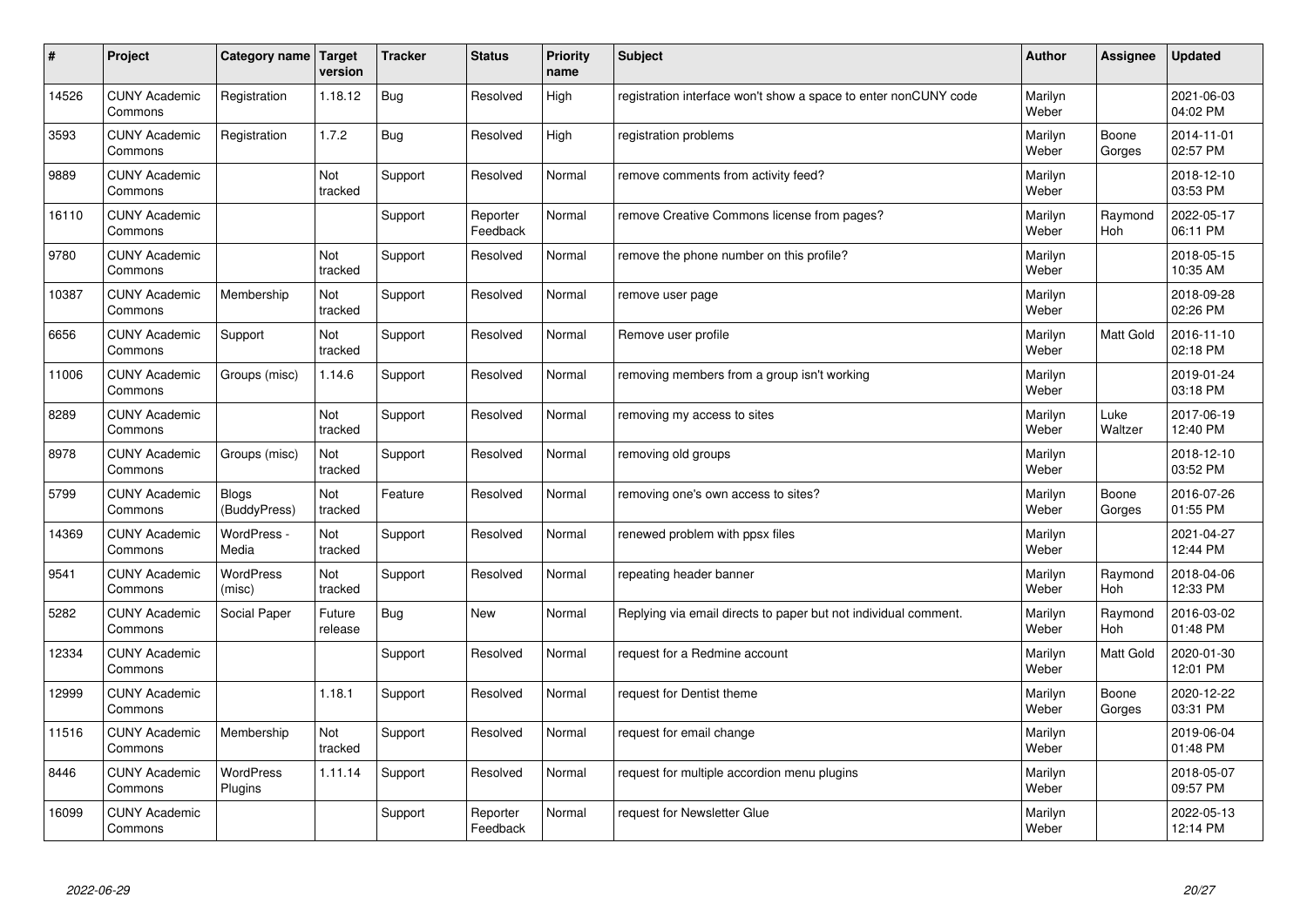| # | Project | Category name | Target version | Tracker | Status | Priority name | Subject | Author | Assignee | Updated |
|---|---|---|---|---|---|---|---|---|---|---|
| 14526 | CUNY Academic Commons | Registration | 1.18.12 | Bug | Resolved | High | registration interface won't show a space to enter nonCUNY code | Marilyn Weber | | 2021-06-03 04:02 PM |
| 3593 | CUNY Academic Commons | Registration | 1.7.2 | Bug | Resolved | High | registration problems | Marilyn Weber | Boone Gorges | 2014-11-01 02:57 PM |
| 9889 | CUNY Academic Commons | | Not tracked | Support | Resolved | Normal | remove comments from activity feed? | Marilyn Weber | | 2018-12-10 03:53 PM |
| 16110 | CUNY Academic Commons | | | Support | Reporter Feedback | Normal | remove Creative Commons license from pages? | Marilyn Weber | Raymond Hoh | 2022-05-17 06:11 PM |
| 9780 | CUNY Academic Commons | | Not tracked | Support | Resolved | Normal | remove the phone number on this profile? | Marilyn Weber | | 2018-05-15 10:35 AM |
| 10387 | CUNY Academic Commons | Membership | Not tracked | Support | Resolved | Normal | remove user page | Marilyn Weber | | 2018-09-28 02:26 PM |
| 6656 | CUNY Academic Commons | Support | Not tracked | Support | Resolved | Normal | Remove user profile | Marilyn Weber | Matt Gold | 2016-11-10 02:18 PM |
| 11006 | CUNY Academic Commons | Groups (misc) | 1.14.6 | Support | Resolved | Normal | removing members from a group isn't working | Marilyn Weber | | 2019-01-24 03:18 PM |
| 8289 | CUNY Academic Commons | | Not tracked | Support | Resolved | Normal | removing my access to sites | Marilyn Weber | Luke Waltzer | 2017-06-19 12:40 PM |
| 8978 | CUNY Academic Commons | Groups (misc) | Not tracked | Support | Resolved | Normal | removing old groups | Marilyn Weber | | 2018-12-10 03:52 PM |
| 5799 | CUNY Academic Commons | Blogs (BuddyPress) | Not tracked | Feature | Resolved | Normal | removing one's own access to sites? | Marilyn Weber | Boone Gorges | 2016-07-26 01:55 PM |
| 14369 | CUNY Academic Commons | WordPress - Media | Not tracked | Support | Resolved | Normal | renewed problem with ppsx files | Marilyn Weber | | 2021-04-27 12:44 PM |
| 9541 | CUNY Academic Commons | WordPress (misc) | Not tracked | Support | Resolved | Normal | repeating header banner | Marilyn Weber | Raymond Hoh | 2018-04-06 12:33 PM |
| 5282 | CUNY Academic Commons | Social Paper | Future release | Bug | New | Normal | Replying via email directs to paper but not individual comment. | Marilyn Weber | Raymond Hoh | 2016-03-02 01:48 PM |
| 12334 | CUNY Academic Commons | | | Support | Resolved | Normal | request for a Redmine account | Marilyn Weber | Matt Gold | 2020-01-30 12:01 PM |
| 12999 | CUNY Academic Commons | | 1.18.1 | Support | Resolved | Normal | request for Dentist theme | Marilyn Weber | Boone Gorges | 2020-12-22 03:31 PM |
| 11516 | CUNY Academic Commons | Membership | Not tracked | Support | Resolved | Normal | request for email change | Marilyn Weber | | 2019-06-04 01:48 PM |
| 8446 | CUNY Academic Commons | WordPress Plugins | 1.11.14 | Support | Resolved | Normal | request for multiple accordion menu plugins | Marilyn Weber | | 2018-05-07 09:57 PM |
| 16099 | CUNY Academic Commons | | | Support | Reporter Feedback | Normal | request for Newsletter Glue | Marilyn Weber | | 2022-05-13 12:14 PM |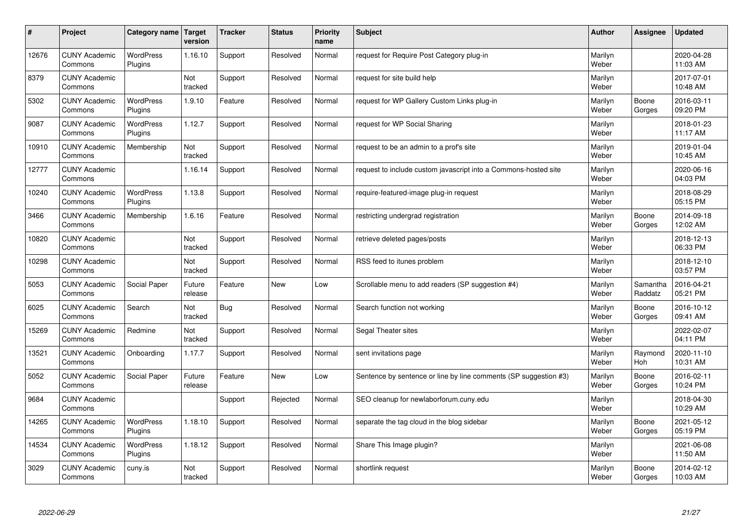| # | Project | Category name | Target version | Tracker | Status | Priority name | Subject | Author | Assignee | Updated |
|---|---|---|---|---|---|---|---|---|---|---|
| 12676 | CUNY Academic Commons | WordPress Plugins | 1.16.10 | Support | Resolved | Normal | request for Require Post Category plug-in | Marilyn Weber | | 2020-04-28 11:03 AM |
| 8379 | CUNY Academic Commons | | Not tracked | Support | Resolved | Normal | request for site build help | Marilyn Weber | | 2017-07-01 10:48 AM |
| 5302 | CUNY Academic Commons | WordPress Plugins | 1.9.10 | Feature | Resolved | Normal | request for WP Gallery Custom Links plug-in | Marilyn Weber | Boone Gorges | 2016-03-11 09:20 PM |
| 9087 | CUNY Academic Commons | WordPress Plugins | 1.12.7 | Support | Resolved | Normal | request for WP Social Sharing | Marilyn Weber | | 2018-01-23 11:17 AM |
| 10910 | CUNY Academic Commons | Membership | Not tracked | Support | Resolved | Normal | request to be an admin to a prof's site | Marilyn Weber | | 2019-01-04 10:45 AM |
| 12777 | CUNY Academic Commons | | 1.16.14 | Support | Resolved | Normal | request to include custom javascript into a Commons-hosted site | Marilyn Weber | | 2020-06-16 04:03 PM |
| 10240 | CUNY Academic Commons | WordPress Plugins | 1.13.8 | Support | Resolved | Normal | require-featured-image plug-in request | Marilyn Weber | | 2018-08-29 05:15 PM |
| 3466 | CUNY Academic Commons | Membership | 1.6.16 | Feature | Resolved | Normal | restricting undergrad registration | Marilyn Weber | Boone Gorges | 2014-09-18 12:02 AM |
| 10820 | CUNY Academic Commons | | Not tracked | Support | Resolved | Normal | retrieve deleted pages/posts | Marilyn Weber | | 2018-12-13 06:33 PM |
| 10298 | CUNY Academic Commons | | Not tracked | Support | Resolved | Normal | RSS feed to itunes problem | Marilyn Weber | | 2018-12-10 03:57 PM |
| 5053 | CUNY Academic Commons | Social Paper | Future release | Feature | New | Low | Scrollable menu to add readers (SP suggestion #4) | Marilyn Weber | Samantha Raddatz | 2016-04-21 05:21 PM |
| 6025 | CUNY Academic Commons | Search | Not tracked | Bug | Resolved | Normal | Search function not working | Marilyn Weber | Boone Gorges | 2016-10-12 09:41 AM |
| 15269 | CUNY Academic Commons | Redmine | Not tracked | Support | Resolved | Normal | Segal Theater sites | Marilyn Weber | | 2022-02-07 04:11 PM |
| 13521 | CUNY Academic Commons | Onboarding | 1.17.7 | Support | Resolved | Normal | sent invitations page | Marilyn Weber | Raymond Hoh | 2020-11-10 10:31 AM |
| 5052 | CUNY Academic Commons | Social Paper | Future release | Feature | New | Low | Sentence by sentence or line by line comments (SP suggestion #3) | Marilyn Weber | Boone Gorges | 2016-02-11 10:24 PM |
| 9684 | CUNY Academic Commons | | | Support | Rejected | Normal | SEO cleanup for newlaborforum.cuny.edu | Marilyn Weber | | 2018-04-30 10:29 AM |
| 14265 | CUNY Academic Commons | WordPress Plugins | 1.18.10 | Support | Resolved | Normal | separate the tag cloud in the blog sidebar | Marilyn Weber | Boone Gorges | 2021-05-12 05:19 PM |
| 14534 | CUNY Academic Commons | WordPress Plugins | 1.18.12 | Support | Resolved | Normal | Share This Image plugin? | Marilyn Weber | | 2021-06-08 11:50 AM |
| 3029 | CUNY Academic Commons | cuny.is | Not tracked | Support | Resolved | Normal | shortlink request | Marilyn Weber | Boone Gorges | 2014-02-12 10:03 AM |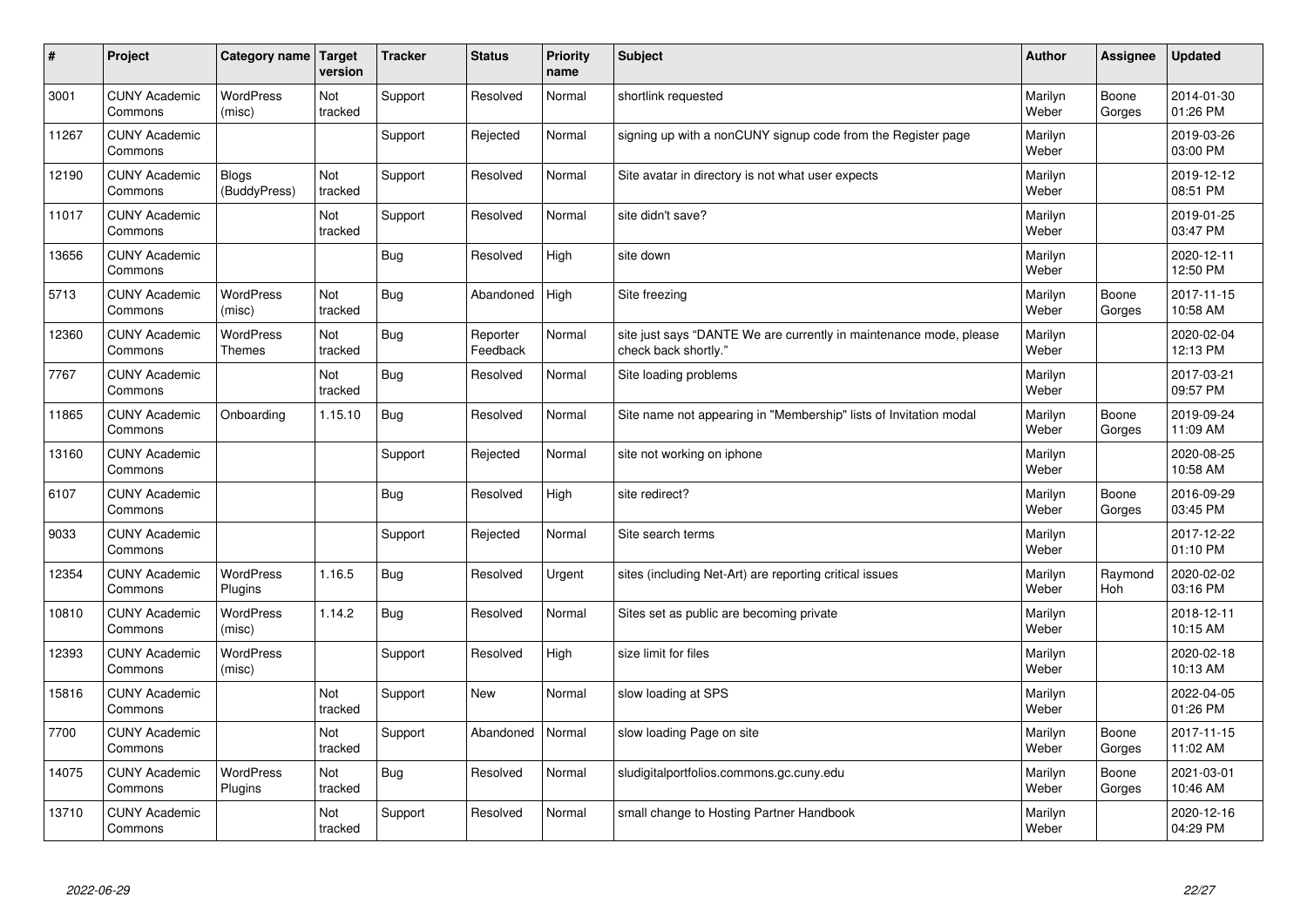| # | Project | Category name | Target version | Tracker | Status | Priority name | Subject | Author | Assignee | Updated |
|---|---|---|---|---|---|---|---|---|---|---|
| 3001 | CUNY Academic Commons | WordPress (misc) | Not tracked | Support | Resolved | Normal | shortlink requested | Marilyn Weber | Boone Gorges | 2014-01-30 01:26 PM |
| 11267 | CUNY Academic Commons | | | Support | Rejected | Normal | signing up with a nonCUNY signup code from the Register page | Marilyn Weber | | 2019-03-26 03:00 PM |
| 12190 | CUNY Academic Commons | Blogs (BuddyPress) | Not tracked | Support | Resolved | Normal | Site avatar in directory is not what user expects | Marilyn Weber | | 2019-12-12 08:51 PM |
| 11017 | CUNY Academic Commons | | Not tracked | Support | Resolved | Normal | site didn't save? | Marilyn Weber | | 2019-01-25 03:47 PM |
| 13656 | CUNY Academic Commons | | | Bug | Resolved | High | site down | Marilyn Weber | | 2020-12-11 12:50 PM |
| 5713 | CUNY Academic Commons | WordPress (misc) | Not tracked | Bug | Abandoned | High | Site freezing | Marilyn Weber | Boone Gorges | 2017-11-15 10:58 AM |
| 12360 | CUNY Academic Commons | WordPress Themes | Not tracked | Bug | Reporter Feedback | Normal | site just says "DANTE We are currently in maintenance mode, please check back shortly." | Marilyn Weber | | 2020-02-04 12:13 PM |
| 7767 | CUNY Academic Commons | | Not tracked | Bug | Resolved | Normal | Site loading problems | Marilyn Weber | | 2017-03-21 09:57 PM |
| 11865 | CUNY Academic Commons | Onboarding | 1.15.10 | Bug | Resolved | Normal | Site name not appearing in "Membership" lists of Invitation modal | Marilyn Weber | Boone Gorges | 2019-09-24 11:09 AM |
| 13160 | CUNY Academic Commons | | | Support | Rejected | Normal | site not working on iphone | Marilyn Weber | | 2020-08-25 10:58 AM |
| 6107 | CUNY Academic Commons | | | Bug | Resolved | High | site redirect? | Marilyn Weber | Boone Gorges | 2016-09-29 03:45 PM |
| 9033 | CUNY Academic Commons | | | Support | Rejected | Normal | Site search terms | Marilyn Weber | | 2017-12-22 01:10 PM |
| 12354 | CUNY Academic Commons | WordPress Plugins | 1.16.5 | Bug | Resolved | Urgent | sites (including Net-Art) are reporting critical issues | Marilyn Weber | Raymond Hoh | 2020-02-02 03:16 PM |
| 10810 | CUNY Academic Commons | WordPress (misc) | 1.14.2 | Bug | Resolved | Normal | Sites set as public are becoming private | Marilyn Weber | | 2018-12-11 10:15 AM |
| 12393 | CUNY Academic Commons | WordPress (misc) | | Support | Resolved | High | size limit for files | Marilyn Weber | | 2020-02-18 10:13 AM |
| 15816 | CUNY Academic Commons | | Not tracked | Support | New | Normal | slow loading at SPS | Marilyn Weber | | 2022-04-05 01:26 PM |
| 7700 | CUNY Academic Commons | | Not tracked | Support | Abandoned | Normal | slow loading Page on site | Marilyn Weber | Boone Gorges | 2017-11-15 11:02 AM |
| 14075 | CUNY Academic Commons | WordPress Plugins | Not tracked | Bug | Resolved | Normal | sludigitalportfolios.commons.gc.cuny.edu | Marilyn Weber | Boone Gorges | 2021-03-01 10:46 AM |
| 13710 | CUNY Academic Commons | | Not tracked | Support | Resolved | Normal | small change to Hosting Partner Handbook | Marilyn Weber | | 2020-12-16 04:29 PM |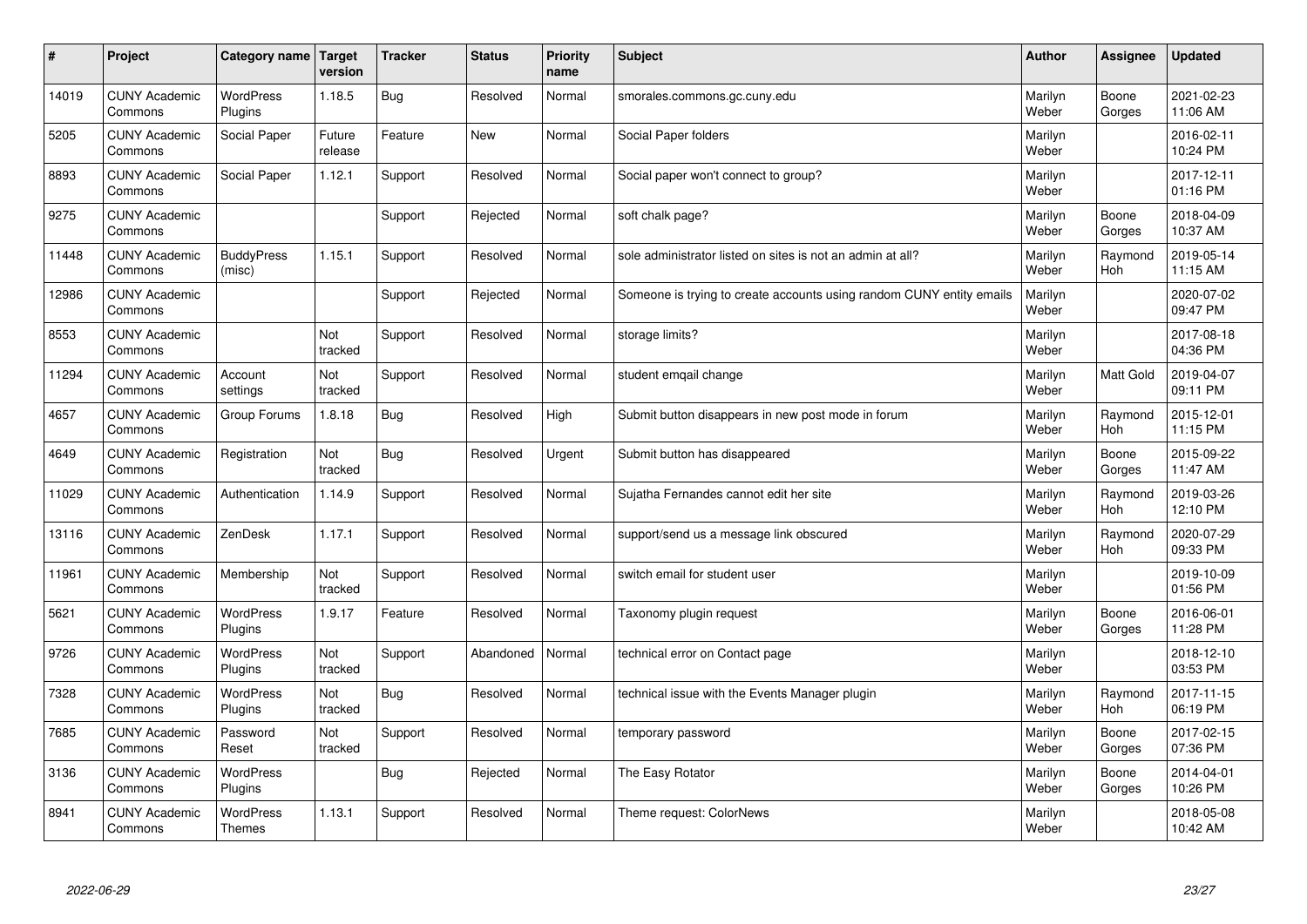| # | Project | Category name | Target version | Tracker | Status | Priority name | Subject | Author | Assignee | Updated |
|---|---|---|---|---|---|---|---|---|---|---|
| 14019 | CUNY Academic Commons | WordPress Plugins | 1.18.5 | Bug | Resolved | Normal | smorales.commons.gc.cuny.edu | Marilyn Weber | Boone Gorges | 2021-02-23 11:06 AM |
| 5205 | CUNY Academic Commons | Social Paper | Future release | Feature | New | Normal | Social Paper folders | Marilyn Weber | | 2016-02-11 10:24 PM |
| 8893 | CUNY Academic Commons | Social Paper | 1.12.1 | Support | Resolved | Normal | Social paper won't connect to group? | Marilyn Weber | | 2017-12-11 01:16 PM |
| 9275 | CUNY Academic Commons | | | Support | Rejected | Normal | soft chalk page? | Marilyn Weber | Boone Gorges | 2018-04-09 10:37 AM |
| 11448 | CUNY Academic Commons | BuddyPress (misc) | 1.15.1 | Support | Resolved | Normal | sole administrator listed on sites is not an admin at all? | Marilyn Weber | Raymond Hoh | 2019-05-14 11:15 AM |
| 12986 | CUNY Academic Commons | | | Support | Rejected | Normal | Someone is trying to create accounts using random CUNY entity emails | Marilyn Weber | | 2020-07-02 09:47 PM |
| 8553 | CUNY Academic Commons | | Not tracked | Support | Resolved | Normal | storage limits? | Marilyn Weber | | 2017-08-18 04:36 PM |
| 11294 | CUNY Academic Commons | Account settings | Not tracked | Support | Resolved | Normal | student emqail change | Marilyn Weber | Matt Gold | 2019-04-07 09:11 PM |
| 4657 | CUNY Academic Commons | Group Forums | 1.8.18 | Bug | Resolved | High | Submit button disappears in new post mode in forum | Marilyn Weber | Raymond Hoh | 2015-12-01 11:15 PM |
| 4649 | CUNY Academic Commons | Registration | Not tracked | Bug | Resolved | Urgent | Submit button has disappeared | Marilyn Weber | Boone Gorges | 2015-09-22 11:47 AM |
| 11029 | CUNY Academic Commons | Authentication | 1.14.9 | Support | Resolved | Normal | Sujatha Fernandes cannot edit her site | Marilyn Weber | Raymond Hoh | 2019-03-26 12:10 PM |
| 13116 | CUNY Academic Commons | ZenDesk | 1.17.1 | Support | Resolved | Normal | support/send us a message link obscured | Marilyn Weber | Raymond Hoh | 2020-07-29 09:33 PM |
| 11961 | CUNY Academic Commons | Membership | Not tracked | Support | Resolved | Normal | switch email for student user | Marilyn Weber | | 2019-10-09 01:56 PM |
| 5621 | CUNY Academic Commons | WordPress Plugins | 1.9.17 | Feature | Resolved | Normal | Taxonomy plugin request | Marilyn Weber | Boone Gorges | 2016-06-01 11:28 PM |
| 9726 | CUNY Academic Commons | WordPress Plugins | Not tracked | Support | Abandoned | Normal | technical error on Contact page | Marilyn Weber | | 2018-12-10 03:53 PM |
| 7328 | CUNY Academic Commons | WordPress Plugins | Not tracked | Bug | Resolved | Normal | technical issue with the Events Manager plugin | Marilyn Weber | Raymond Hoh | 2017-11-15 06:19 PM |
| 7685 | CUNY Academic Commons | Password Reset | Not tracked | Support | Resolved | Normal | temporary password | Marilyn Weber | Boone Gorges | 2017-02-15 07:36 PM |
| 3136 | CUNY Academic Commons | WordPress Plugins | | Bug | Rejected | Normal | The Easy Rotator | Marilyn Weber | Boone Gorges | 2014-04-01 10:26 PM |
| 8941 | CUNY Academic Commons | WordPress Themes | 1.13.1 | Support | Resolved | Normal | Theme request: ColorNews | Marilyn Weber | | 2018-05-08 10:42 AM |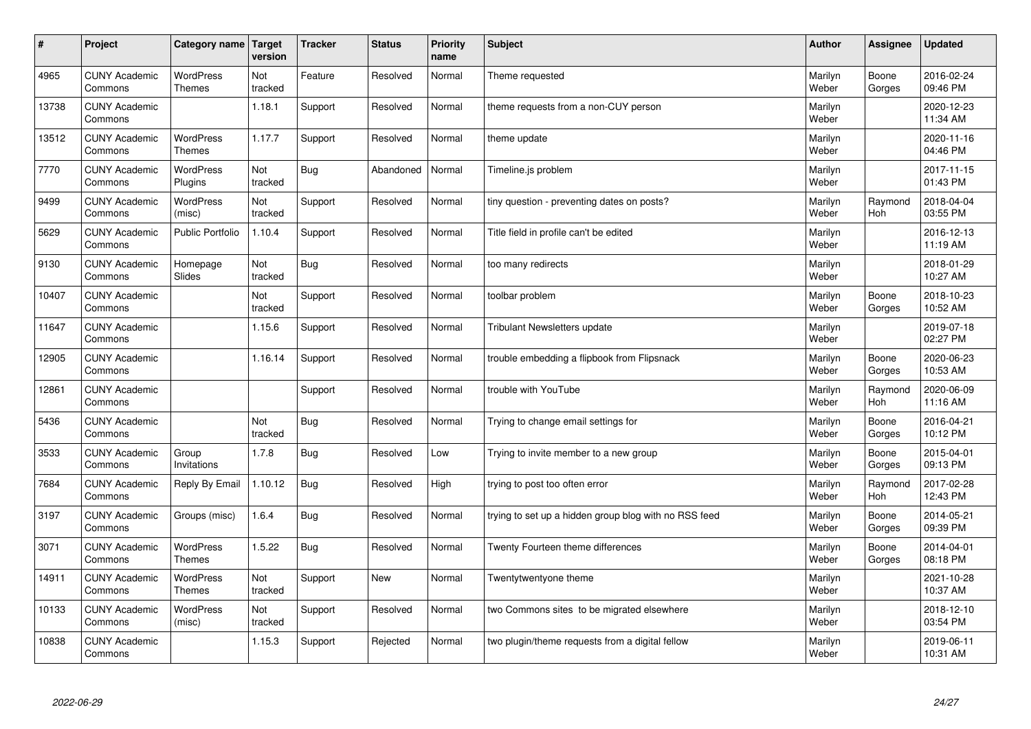| # | Project | Category name | Target version | Tracker | Status | Priority name | Subject | Author | Assignee | Updated |
|---|---|---|---|---|---|---|---|---|---|---|
| 4965 | CUNY Academic Commons | WordPress Themes | Not tracked | Feature | Resolved | Normal | Theme requested | Marilyn Weber | Boone Gorges | 2016-02-24 09:46 PM |
| 13738 | CUNY Academic Commons | | 1.18.1 | Support | Resolved | Normal | theme requests from a non-CUY person | Marilyn Weber | | 2020-12-23 11:34 AM |
| 13512 | CUNY Academic Commons | WordPress Themes | 1.17.7 | Support | Resolved | Normal | theme update | Marilyn Weber | | 2020-11-16 04:46 PM |
| 7770 | CUNY Academic Commons | WordPress Plugins | Not tracked | Bug | Abandoned | Normal | Timeline.js problem | Marilyn Weber | | 2017-11-15 01:43 PM |
| 9499 | CUNY Academic Commons | WordPress (misc) | Not tracked | Support | Resolved | Normal | tiny question - preventing dates on posts? | Marilyn Weber | Raymond Hoh | 2018-04-04 03:55 PM |
| 5629 | CUNY Academic Commons | Public Portfolio | 1.10.4 | Support | Resolved | Normal | Title field in profile can't be edited | Marilyn Weber | | 2016-12-13 11:19 AM |
| 9130 | CUNY Academic Commons | Homepage Slides | Not tracked | Bug | Resolved | Normal | too many redirects | Marilyn Weber | | 2018-01-29 10:27 AM |
| 10407 | CUNY Academic Commons | | Not tracked | Support | Resolved | Normal | toolbar problem | Marilyn Weber | Boone Gorges | 2018-10-23 10:52 AM |
| 11647 | CUNY Academic Commons | | 1.15.6 | Support | Resolved | Normal | Tribulant Newsletters update | Marilyn Weber | | 2019-07-18 02:27 PM |
| 12905 | CUNY Academic Commons | | 1.16.14 | Support | Resolved | Normal | trouble embedding a flipbook from Flipsnack | Marilyn Weber | Boone Gorges | 2020-06-23 10:53 AM |
| 12861 | CUNY Academic Commons | | | Support | Resolved | Normal | trouble with YouTube | Marilyn Weber | Raymond Hoh | 2020-06-09 11:16 AM |
| 5436 | CUNY Academic Commons | | Not tracked | Bug | Resolved | Normal | Trying to change email settings for | Marilyn Weber | Boone Gorges | 2016-04-21 10:12 PM |
| 3533 | CUNY Academic Commons | Group Invitations | 1.7.8 | Bug | Resolved | Low | Trying to invite member to a new group | Marilyn Weber | Boone Gorges | 2015-04-01 09:13 PM |
| 7684 | CUNY Academic Commons | Reply By Email | 1.10.12 | Bug | Resolved | High | trying to post too often error | Marilyn Weber | Raymond Hoh | 2017-02-28 12:43 PM |
| 3197 | CUNY Academic Commons | Groups (misc) | 1.6.4 | Bug | Resolved | Normal | trying to set up a hidden group blog with no RSS feed | Marilyn Weber | Boone Gorges | 2014-05-21 09:39 PM |
| 3071 | CUNY Academic Commons | WordPress Themes | 1.5.22 | Bug | Resolved | Normal | Twenty Fourteen theme differences | Marilyn Weber | Boone Gorges | 2014-04-01 08:18 PM |
| 14911 | CUNY Academic Commons | WordPress Themes | Not tracked | Support | New | Normal | Twentytwentyone theme | Marilyn Weber | | 2021-10-28 10:37 AM |
| 10133 | CUNY Academic Commons | WordPress (misc) | Not tracked | Support | Resolved | Normal | two Commons sites to be migrated elsewhere | Marilyn Weber | | 2018-12-10 03:54 PM |
| 10838 | CUNY Academic Commons | | 1.15.3 | Support | Rejected | Normal | two plugin/theme requests from a digital fellow | Marilyn Weber | | 2019-06-11 10:31 AM |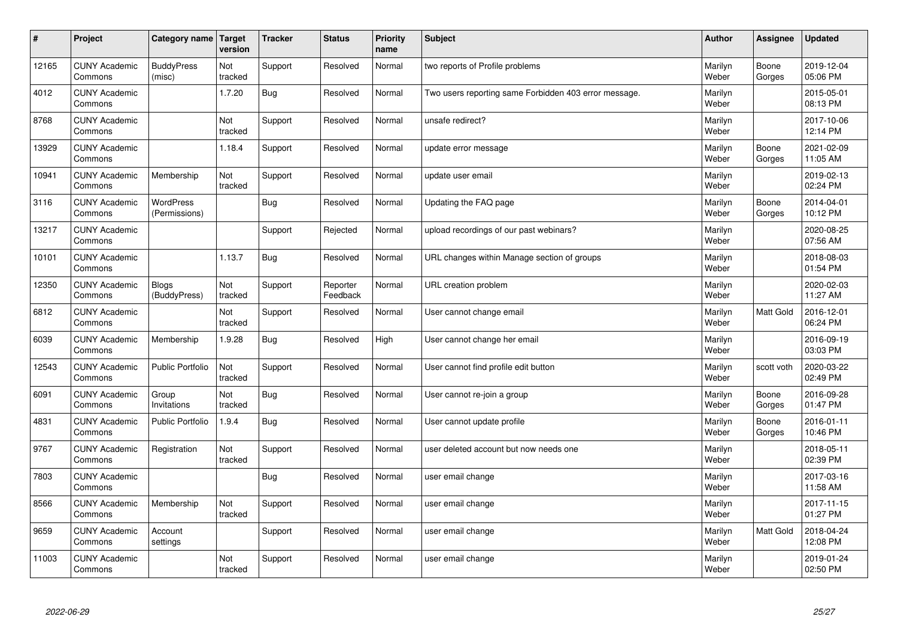| # | Project | Category name | Target version | Tracker | Status | Priority name | Subject | Author | Assignee | Updated |
|---|---|---|---|---|---|---|---|---|---|---|
| 12165 | CUNY Academic Commons | BuddyPress (misc) | Not tracked | Support | Resolved | Normal | two reports of Profile problems | Marilyn Weber | Boone Gorges | 2019-12-04 05:06 PM |
| 4012 | CUNY Academic Commons | | 1.7.20 | Bug | Resolved | Normal | Two users reporting same Forbidden 403 error message. | Marilyn Weber | | 2015-05-01 08:13 PM |
| 8768 | CUNY Academic Commons | | Not tracked | Support | Resolved | Normal | unsafe redirect? | Marilyn Weber | | 2017-10-06 12:14 PM |
| 13929 | CUNY Academic Commons | | 1.18.4 | Support | Resolved | Normal | update error message | Marilyn Weber | Boone Gorges | 2021-02-09 11:05 AM |
| 10941 | CUNY Academic Commons | Membership | Not tracked | Support | Resolved | Normal | update user email | Marilyn Weber | | 2019-02-13 02:24 PM |
| 3116 | CUNY Academic Commons | WordPress (Permissions) | | Bug | Resolved | Normal | Updating the FAQ page | Marilyn Weber | Boone Gorges | 2014-04-01 10:12 PM |
| 13217 | CUNY Academic Commons | | | Support | Rejected | Normal | upload recordings of our past webinars? | Marilyn Weber | | 2020-08-25 07:56 AM |
| 10101 | CUNY Academic Commons | | 1.13.7 | Bug | Resolved | Normal | URL changes within Manage section of groups | Marilyn Weber | | 2018-08-03 01:54 PM |
| 12350 | CUNY Academic Commons | Blogs (BuddyPress) | Not tracked | Support | Reporter Feedback | Normal | URL creation problem | Marilyn Weber | | 2020-02-03 11:27 AM |
| 6812 | CUNY Academic Commons | | Not tracked | Support | Resolved | Normal | User cannot change email | Marilyn Weber | Matt Gold | 2016-12-01 06:24 PM |
| 6039 | CUNY Academic Commons | Membership | 1.9.28 | Bug | Resolved | High | User cannot change her email | Marilyn Weber | | 2016-09-19 03:03 PM |
| 12543 | CUNY Academic Commons | Public Portfolio | Not tracked | Support | Resolved | Normal | User cannot find profile edit button | Marilyn Weber | scott voth | 2020-03-22 02:49 PM |
| 6091 | CUNY Academic Commons | Group Invitations | Not tracked | Bug | Resolved | Normal | User cannot re-join a group | Marilyn Weber | Boone Gorges | 2016-09-28 01:47 PM |
| 4831 | CUNY Academic Commons | Public Portfolio | 1.9.4 | Bug | Resolved | Normal | User cannot update profile | Marilyn Weber | Boone Gorges | 2016-01-11 10:46 PM |
| 9767 | CUNY Academic Commons | Registration | Not tracked | Support | Resolved | Normal | user deleted account but now needs one | Marilyn Weber | | 2018-05-11 02:39 PM |
| 7803 | CUNY Academic Commons | | | Bug | Resolved | Normal | user email change | Marilyn Weber | | 2017-03-16 11:58 AM |
| 8566 | CUNY Academic Commons | Membership | Not tracked | Support | Resolved | Normal | user email change | Marilyn Weber | | 2017-11-15 01:27 PM |
| 9659 | CUNY Academic Commons | Account settings | | Support | Resolved | Normal | user email change | Marilyn Weber | Matt Gold | 2018-04-24 12:08 PM |
| 11003 | CUNY Academic Commons | | Not tracked | Support | Resolved | Normal | user email change | Marilyn Weber | | 2019-01-24 02:50 PM |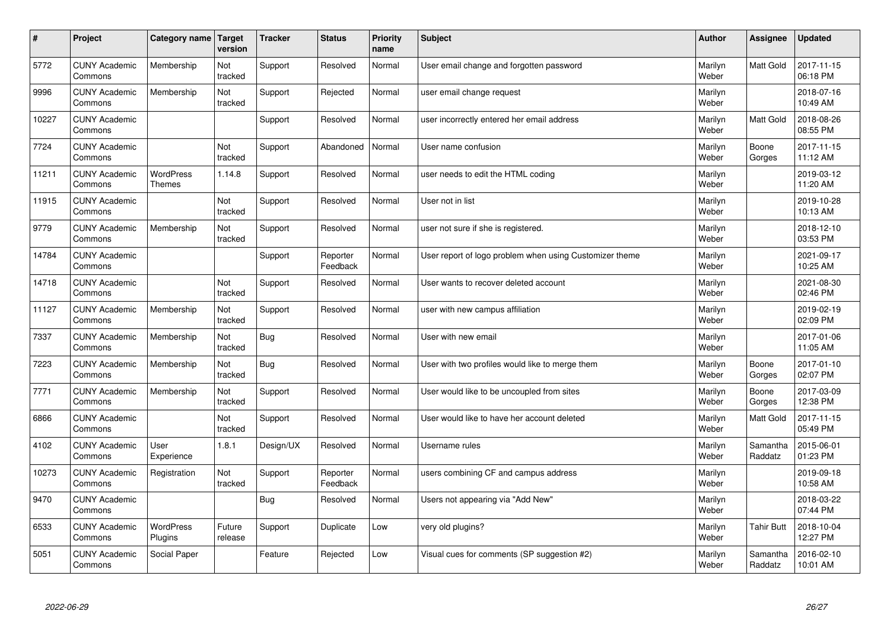| # | Project | Category name | Target version | Tracker | Status | Priority name | Subject | Author | Assignee | Updated |
|---|---|---|---|---|---|---|---|---|---|---|
| 5772 | CUNY Academic Commons | Membership | Not tracked | Support | Resolved | Normal | User email change and forgotten password | Marilyn Weber | Matt Gold | 2017-11-15 06:18 PM |
| 9996 | CUNY Academic Commons | Membership | Not tracked | Support | Rejected | Normal | user email change request | Marilyn Weber | | 2018-07-16 10:49 AM |
| 10227 | CUNY Academic Commons | | | Support | Resolved | Normal | user incorrectly entered her email address | Marilyn Weber | Matt Gold | 2018-08-26 08:55 PM |
| 7724 | CUNY Academic Commons | | Not tracked | Support | Abandoned | Normal | User name confusion | Marilyn Weber | Boone Gorges | 2017-11-15 11:12 AM |
| 11211 | CUNY Academic Commons | WordPress Themes | 1.14.8 | Support | Resolved | Normal | user needs to edit the HTML coding | Marilyn Weber | | 2019-03-12 11:20 AM |
| 11915 | CUNY Academic Commons | | Not tracked | Support | Resolved | Normal | User not in list | Marilyn Weber | | 2019-10-28 10:13 AM |
| 9779 | CUNY Academic Commons | Membership | Not tracked | Support | Resolved | Normal | user not sure if she is registered. | Marilyn Weber | | 2018-12-10 03:53 PM |
| 14784 | CUNY Academic Commons | | | Support | Reporter Feedback | Normal | User report of logo problem when using Customizer theme | Marilyn Weber | | 2021-09-17 10:25 AM |
| 14718 | CUNY Academic Commons | | Not tracked | Support | Resolved | Normal | User wants to recover deleted account | Marilyn Weber | | 2021-08-30 02:46 PM |
| 11127 | CUNY Academic Commons | Membership | Not tracked | Support | Resolved | Normal | user with new campus affiliation | Marilyn Weber | | 2019-02-19 02:09 PM |
| 7337 | CUNY Academic Commons | Membership | Not tracked | Bug | Resolved | Normal | User with new email | Marilyn Weber | | 2017-01-06 11:05 AM |
| 7223 | CUNY Academic Commons | Membership | Not tracked | Bug | Resolved | Normal | User with two profiles would like to merge them | Marilyn Weber | Boone Gorges | 2017-01-10 02:07 PM |
| 7771 | CUNY Academic Commons | Membership | Not tracked | Support | Resolved | Normal | User would like to be uncoupled from sites | Marilyn Weber | Boone Gorges | 2017-03-09 12:38 PM |
| 6866 | CUNY Academic Commons | | Not tracked | Support | Resolved | Normal | User would like to have her account deleted | Marilyn Weber | Matt Gold | 2017-11-15 05:49 PM |
| 4102 | CUNY Academic Commons | User Experience | 1.8.1 | Design/UX | Resolved | Normal | Username rules | Marilyn Weber | Samantha Raddatz | 2015-06-01 01:23 PM |
| 10273 | CUNY Academic Commons | Registration | Not tracked | Support | Reporter Feedback | Normal | users combining CF and campus address | Marilyn Weber | | 2019-09-18 10:58 AM |
| 9470 | CUNY Academic Commons | | | Bug | Resolved | Normal | Users not appearing via "Add New" | Marilyn Weber | | 2018-03-22 07:44 PM |
| 6533 | CUNY Academic Commons | WordPress Plugins | Future release | Support | Duplicate | Low | very old plugins? | Marilyn Weber | Tahir Butt | 2018-10-04 12:27 PM |
| 5051 | CUNY Academic Commons | Social Paper | | Feature | Rejected | Low | Visual cues for comments (SP suggestion #2) | Marilyn Weber | Samantha Raddatz | 2016-02-10 10:01 AM |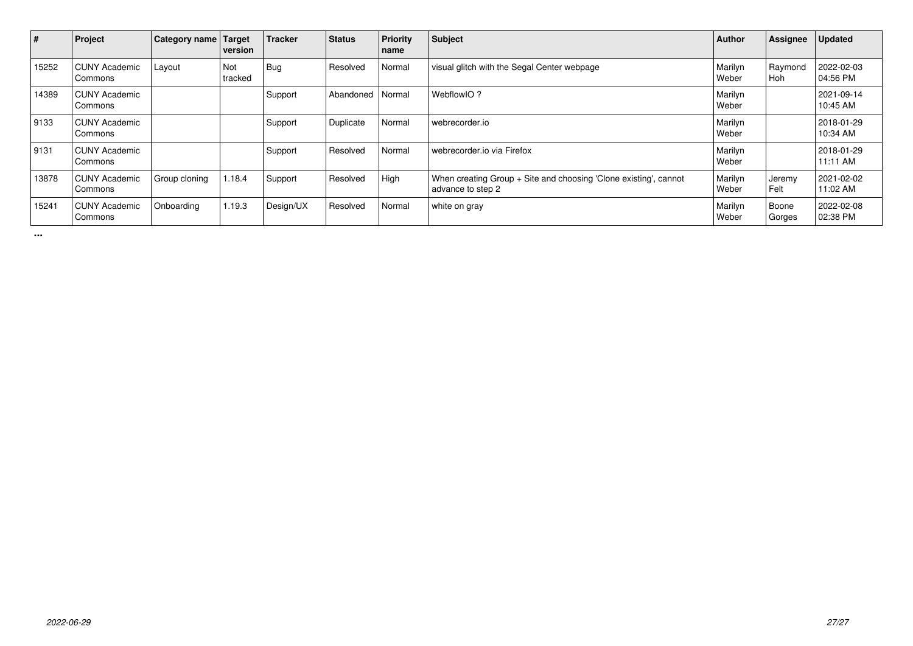| # | Project | Category name | Target version | Tracker | Status | Priority name | Subject | Author | Assignee | Updated |
|---|---|---|---|---|---|---|---|---|---|---|
| 15252 | CUNY Academic Commons | Layout | Not tracked | Bug | Resolved | Normal | visual glitch with the Segal Center webpage | Marilyn Weber | Raymond Hoh | 2022-02-03 04:56 PM |
| 14389 | CUNY Academic Commons | | | Support | Abandoned | Normal | WebflowIO ? | Marilyn Weber | | 2021-09-14 10:45 AM |
| 9133 | CUNY Academic Commons | | | Support | Duplicate | Normal | webrecorder.io | Marilyn Weber | | 2018-01-29 10:34 AM |
| 9131 | CUNY Academic Commons | | | Support | Resolved | Normal | webrecorder.io via Firefox | Marilyn Weber | | 2018-01-29 11:11 AM |
| 13878 | CUNY Academic Commons | Group cloning | 1.18.4 | Support | Resolved | High | When creating Group + Site and choosing 'Clone existing', cannot advance to step 2 | Marilyn Weber | Jeremy Felt | 2021-02-02 11:02 AM |
| 15241 | CUNY Academic Commons | Onboarding | 1.19.3 | Design/UX | Resolved | Normal | white on gray | Marilyn Weber | Boone Gorges | 2022-02-08 02:38 PM |

...